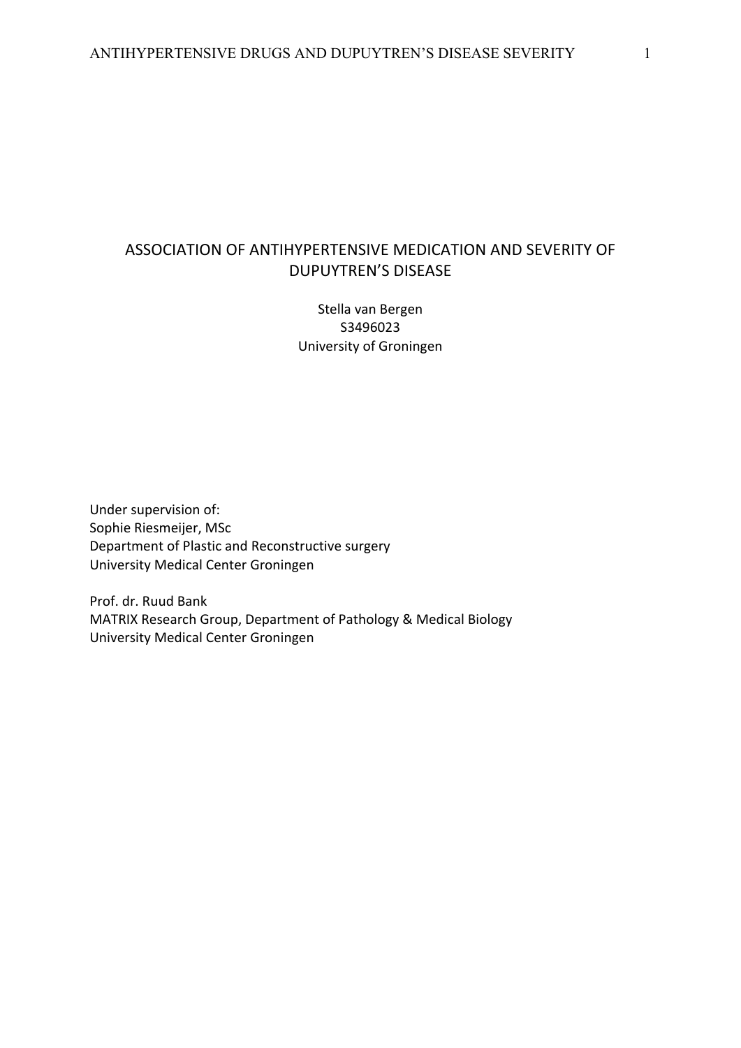# ASSOCIATION OF ANTIHYPERTENSIVE MEDICATION AND SEVERITY OF DUPUYTREN'S DISEASE

Stella van Bergen
S3496023
University of Groningen

Under supervision of:
Sophie Riesmeijer, MSc
Department of Plastic and Reconstructive surgery
University Medical Center Groningen

Prof. dr. Ruud Bank
MATRIX Research Group, Department of Pathology & Medical Biology
University Medical Center Groningen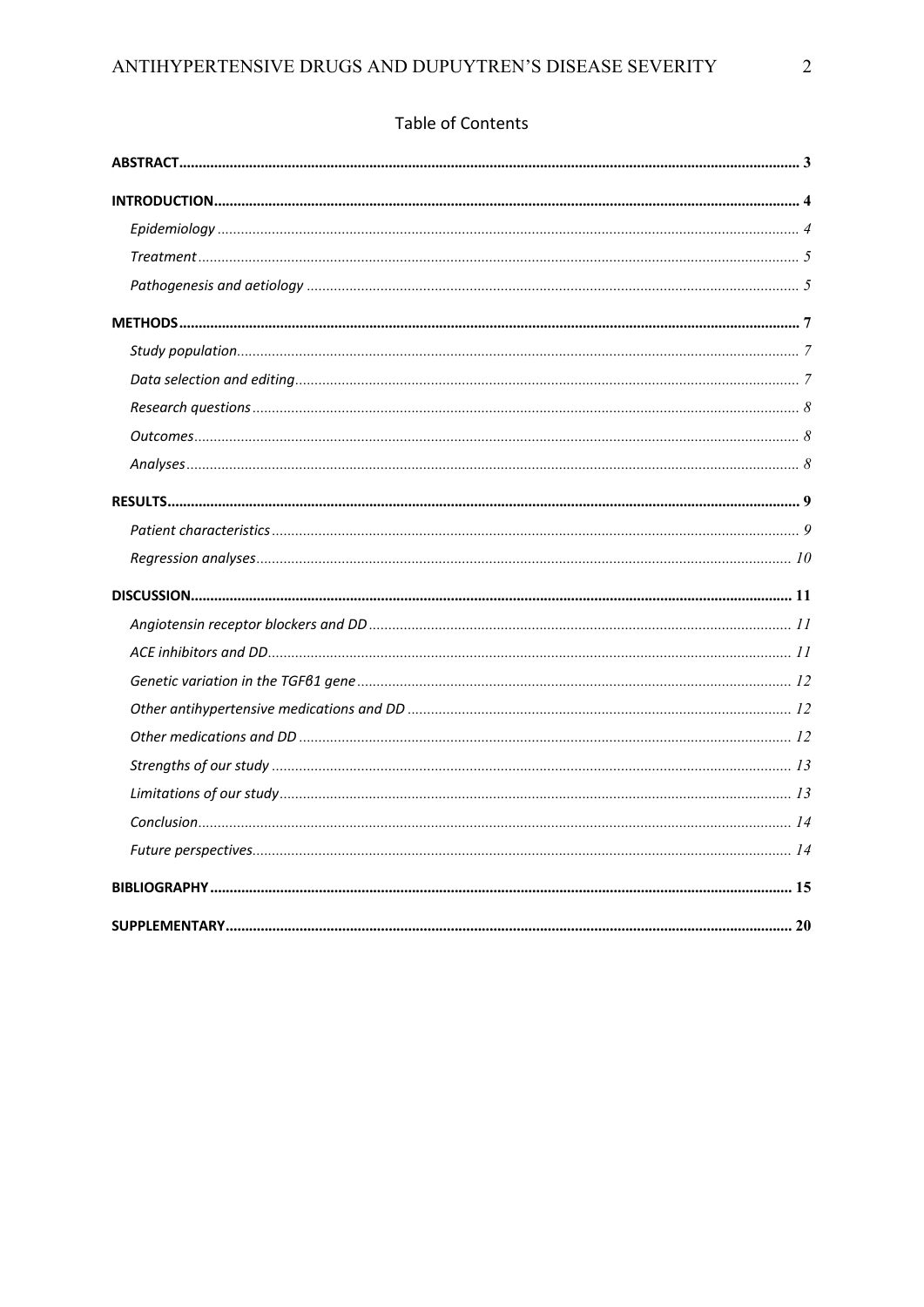# Table of Contents

**ABSTRACT** .......... **3**

**INTRODUCTION** .......... **4**

- *Epidemiology* .......... *4*
- *Treatment* .......... *5*
- *Pathogenesis and aetiology* .......... *5*

**METHODS** .......... **7**

- *Study population* .......... *7*
- *Data selection and editing* .......... *7*
- *Research questions* .......... *8*
- *Outcomes* .......... *8*
- *Analyses* .......... *8*

**RESULTS** .......... **9**

- *Patient characteristics* .......... *9*
- *Regression analyses* .......... *10*

**DISCUSSION** .......... **11**

- *Angiotensin receptor blockers and DD* .......... *11*
- *ACE inhibitors and DD* .......... *11*
- *Genetic variation in the TGFβ1 gene* .......... *12*
- *Other antihypertensive medications and DD* .......... *12*
- *Other medications and DD* .......... *12*
- *Strengths of our study* .......... *13*
- *Limitations of our study* .......... *13*
- *Conclusion* .......... *14*
- *Future perspectives* .......... *14*

**BIBLIOGRAPHY** .......... **15**

**SUPPLEMENTARY** .......... **20**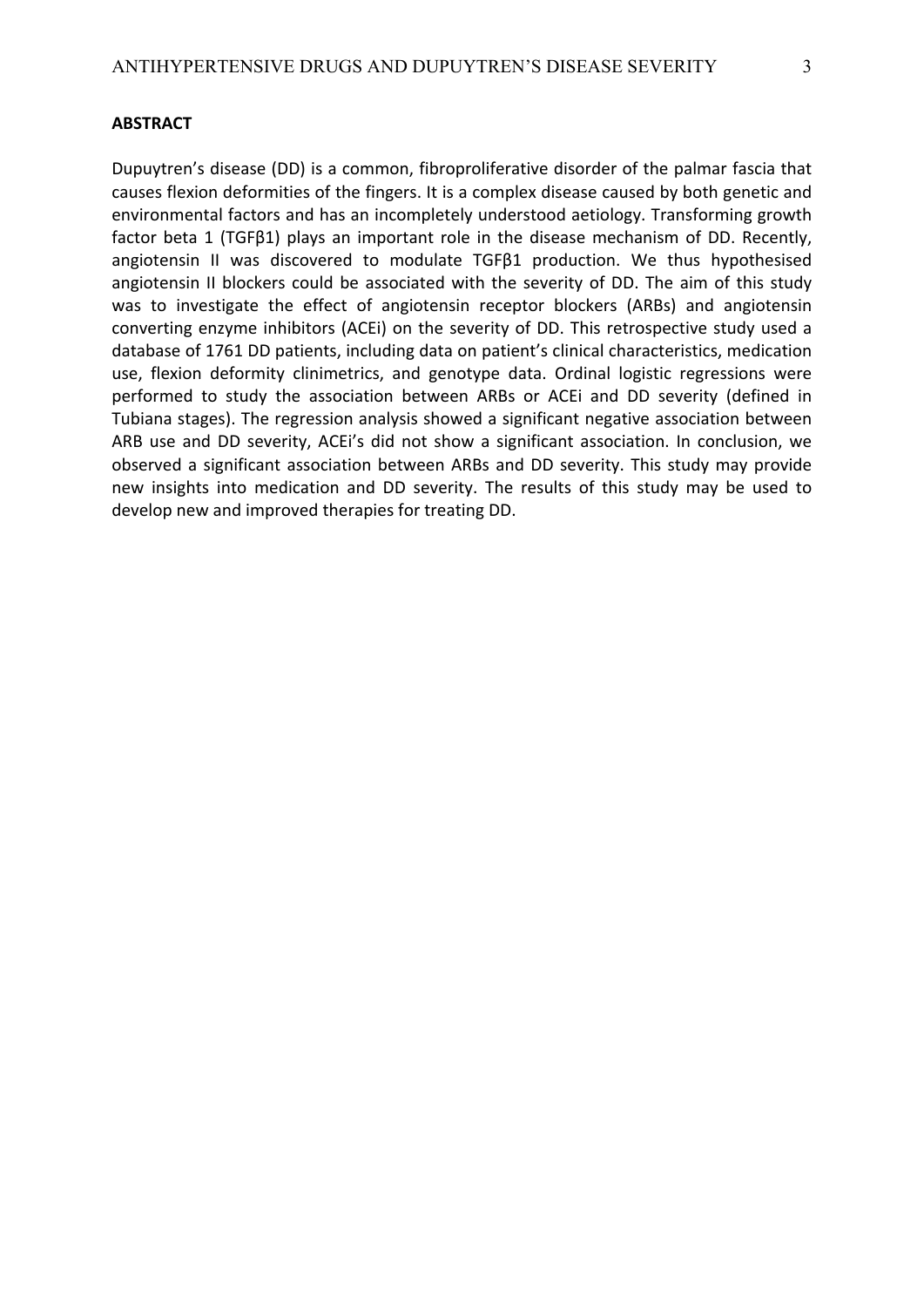**ABSTRACT**

Dupuytren's disease (DD) is a common, fibroproliferative disorder of the palmar fascia that causes flexion deformities of the fingers. It is a complex disease caused by both genetic and environmental factors and has an incompletely understood aetiology. Transforming growth factor beta 1 (TGFβ1) plays an important role in the disease mechanism of DD. Recently, angiotensin II was discovered to modulate TGFβ1 production. We thus hypothesised angiotensin II blockers could be associated with the severity of DD. The aim of this study was to investigate the effect of angiotensin receptor blockers (ARBs) and angiotensin converting enzyme inhibitors (ACEi) on the severity of DD. This retrospective study used a database of 1761 DD patients, including data on patient's clinical characteristics, medication use, flexion deformity clinimetrics, and genotype data. Ordinal logistic regressions were performed to study the association between ARBs or ACEi and DD severity (defined in Tubiana stages). The regression analysis showed a significant negative association between ARB use and DD severity, ACEi's did not show a significant association. In conclusion, we observed a significant association between ARBs and DD severity. This study may provide new insights into medication and DD severity. The results of this study may be used to develop new and improved therapies for treating DD.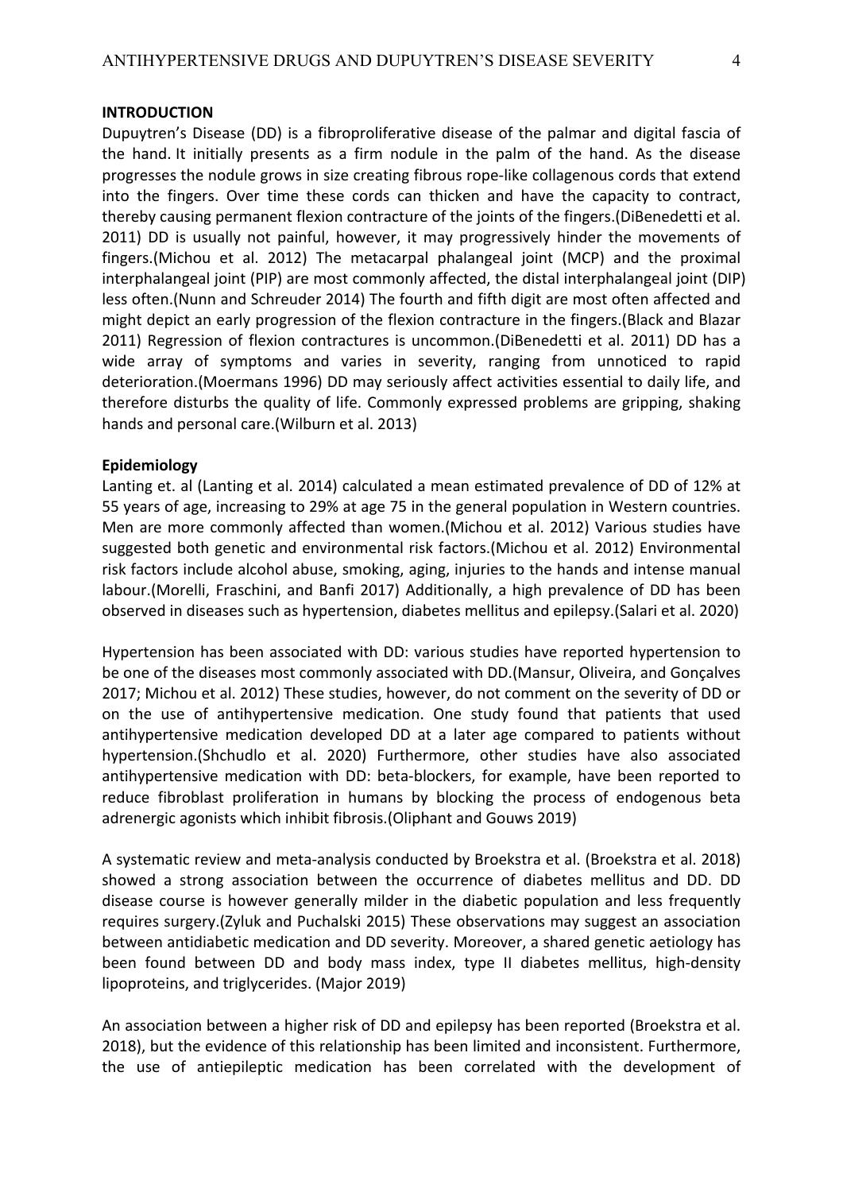## INTRODUCTION

Dupuytren's Disease (DD) is a fibroproliferative disease of the palmar and digital fascia of the hand. It initially presents as a firm nodule in the palm of the hand. As the disease progresses the nodule grows in size creating fibrous rope-like collagenous cords that extend into the fingers. Over time these cords can thicken and have the capacity to contract, thereby causing permanent flexion contracture of the joints of the fingers.(DiBenedetti et al. 2011) DD is usually not painful, however, it may progressively hinder the movements of fingers.(Michou et al. 2012) The metacarpal phalangeal joint (MCP) and the proximal interphalangeal joint (PIP) are most commonly affected, the distal interphalangeal joint (DIP) less often.(Nunn and Schreuder 2014) The fourth and fifth digit are most often affected and might depict an early progression of the flexion contracture in the fingers.(Black and Blazar 2011) Regression of flexion contractures is uncommon.(DiBenedetti et al. 2011) DD has a wide array of symptoms and varies in severity, ranging from unnoticed to rapid deterioration.(Moermans 1996) DD may seriously affect activities essential to daily life, and therefore disturbs the quality of life. Commonly expressed problems are gripping, shaking hands and personal care.(Wilburn et al. 2013)

### Epidemiology

Lanting et. al (Lanting et al. 2014) calculated a mean estimated prevalence of DD of 12% at 55 years of age, increasing to 29% at age 75 in the general population in Western countries. Men are more commonly affected than women.(Michou et al. 2012) Various studies have suggested both genetic and environmental risk factors.(Michou et al. 2012) Environmental risk factors include alcohol abuse, smoking, aging, injuries to the hands and intense manual labour.(Morelli, Fraschini, and Banfi 2017) Additionally, a high prevalence of DD has been observed in diseases such as hypertension, diabetes mellitus and epilepsy.(Salari et al. 2020)

Hypertension has been associated with DD: various studies have reported hypertension to be one of the diseases most commonly associated with DD.(Mansur, Oliveira, and Gonçalves 2017; Michou et al. 2012) These studies, however, do not comment on the severity of DD or on the use of antihypertensive medication. One study found that patients that used antihypertensive medication developed DD at a later age compared to patients without hypertension.(Shchudlo et al. 2020) Furthermore, other studies have also associated antihypertensive medication with DD: beta-blockers, for example, have been reported to reduce fibroblast proliferation in humans by blocking the process of endogenous beta adrenergic agonists which inhibit fibrosis.(Oliphant and Gouws 2019)

A systematic review and meta-analysis conducted by Broekstra et al. (Broekstra et al. 2018) showed a strong association between the occurrence of diabetes mellitus and DD. DD disease course is however generally milder in the diabetic population and less frequently requires surgery.(Zyluk and Puchalski 2015) These observations may suggest an association between antidiabetic medication and DD severity. Moreover, a shared genetic aetiology has been found between DD and body mass index, type II diabetes mellitus, high-density lipoproteins, and triglycerides. (Major 2019)

An association between a higher risk of DD and epilepsy has been reported (Broekstra et al. 2018), but the evidence of this relationship has been limited and inconsistent. Furthermore, the use of antiepileptic medication has been correlated with the development of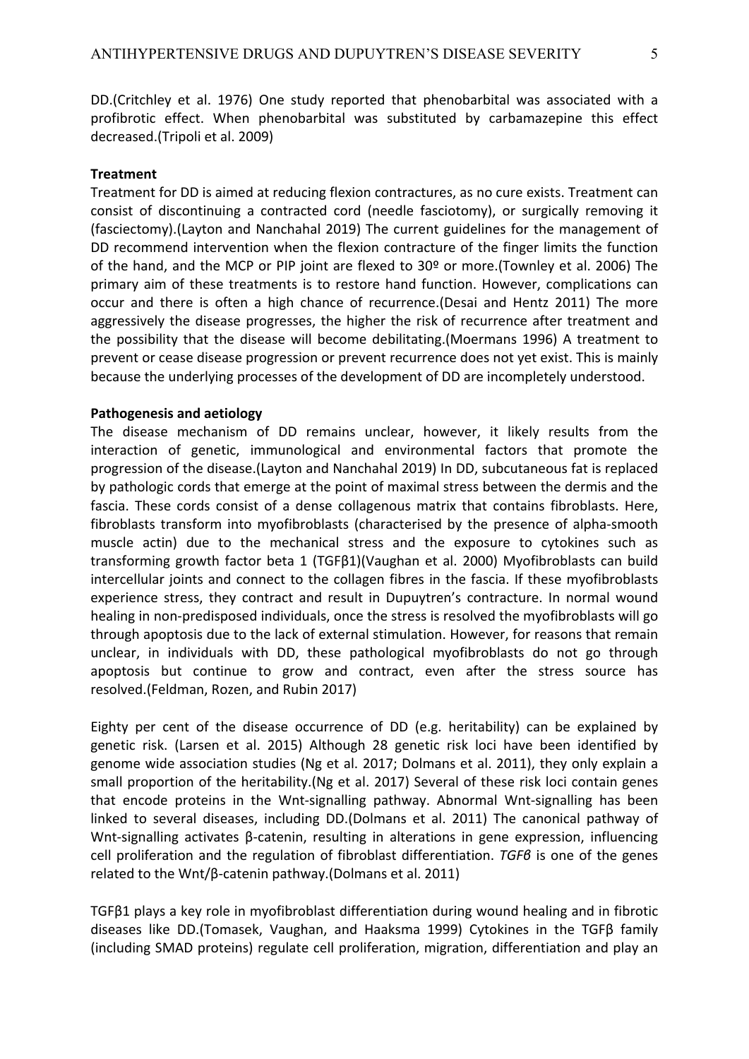DD.(Critchley et al. 1976) One study reported that phenobarbital was associated with a profibrotic effect. When phenobarbital was substituted by carbamazepine this effect decreased.(Tripoli et al. 2009)

**Treatment**

Treatment for DD is aimed at reducing flexion contractures, as no cure exists. Treatment can consist of discontinuing a contracted cord (needle fasciotomy), or surgically removing it (fasciectomy).(Layton and Nanchahal 2019) The current guidelines for the management of DD recommend intervention when the flexion contracture of the finger limits the function of the hand, and the MCP or PIP joint are flexed to 30º or more.(Townley et al. 2006) The primary aim of these treatments is to restore hand function. However, complications can occur and there is often a high chance of recurrence.(Desai and Hentz 2011) The more aggressively the disease progresses, the higher the risk of recurrence after treatment and the possibility that the disease will become debilitating.(Moermans 1996) A treatment to prevent or cease disease progression or prevent recurrence does not yet exist. This is mainly because the underlying processes of the development of DD are incompletely understood.

**Pathogenesis and aetiology**

The disease mechanism of DD remains unclear, however, it likely results from the interaction of genetic, immunological and environmental factors that promote the progression of the disease.(Layton and Nanchahal 2019) In DD, subcutaneous fat is replaced by pathologic cords that emerge at the point of maximal stress between the dermis and the fascia. These cords consist of a dense collagenous matrix that contains fibroblasts. Here, fibroblasts transform into myofibroblasts (characterised by the presence of alpha-smooth muscle actin) due to the mechanical stress and the exposure to cytokines such as transforming growth factor beta 1 (TGFβ1)(Vaughan et al. 2000) Myofibroblasts can build intercellular joints and connect to the collagen fibres in the fascia. If these myofibroblasts experience stress, they contract and result in Dupuytren's contracture. In normal wound healing in non-predisposed individuals, once the stress is resolved the myofibroblasts will go through apoptosis due to the lack of external stimulation. However, for reasons that remain unclear, in individuals with DD, these pathological myofibroblasts do not go through apoptosis but continue to grow and contract, even after the stress source has resolved.(Feldman, Rozen, and Rubin 2017)

Eighty per cent of the disease occurrence of DD (e.g. heritability) can be explained by genetic risk. (Larsen et al. 2015) Although 28 genetic risk loci have been identified by genome wide association studies (Ng et al. 2017; Dolmans et al. 2011), they only explain a small proportion of the heritability.(Ng et al. 2017) Several of these risk loci contain genes that encode proteins in the Wnt-signalling pathway. Abnormal Wnt-signalling has been linked to several diseases, including DD.(Dolmans et al. 2011) The canonical pathway of Wnt-signalling activates β-catenin, resulting in alterations in gene expression, influencing cell proliferation and the regulation of fibroblast differentiation. *TGFβ* is one of the genes related to the Wnt/β-catenin pathway.(Dolmans et al. 2011)

TGFβ1 plays a key role in myofibroblast differentiation during wound healing and in fibrotic diseases like DD.(Tomasek, Vaughan, and Haaksma 1999) Cytokines in the TGFβ family (including SMAD proteins) regulate cell proliferation, migration, differentiation and play an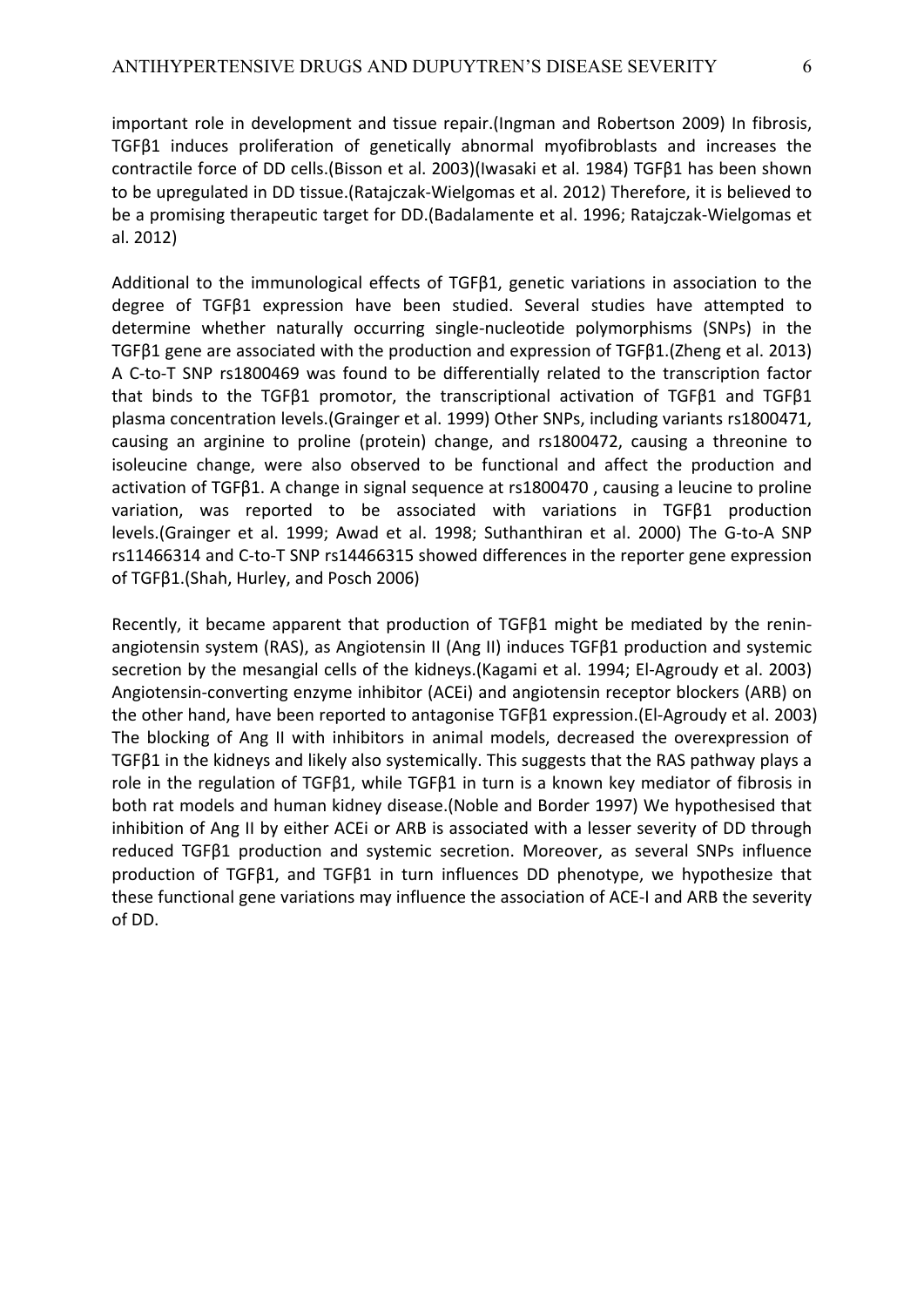important role in development and tissue repair.(Ingman and Robertson 2009) In fibrosis, TGFβ1 induces proliferation of genetically abnormal myofibroblasts and increases the contractile force of DD cells.(Bisson et al. 2003)(Iwasaki et al. 1984) TGFβ1 has been shown to be upregulated in DD tissue.(Ratajczak-Wielgomas et al. 2012) Therefore, it is believed to be a promising therapeutic target for DD.(Badalamente et al. 1996; Ratajczak-Wielgomas et al. 2012)

Additional to the immunological effects of TGFβ1, genetic variations in association to the degree of TGFβ1 expression have been studied. Several studies have attempted to determine whether naturally occurring single-nucleotide polymorphisms (SNPs) in the TGFβ1 gene are associated with the production and expression of TGFβ1.(Zheng et al. 2013) A C-to-T SNP rs1800469 was found to be differentially related to the transcription factor that binds to the TGFβ1 promotor, the transcriptional activation of TGFβ1 and TGFβ1 plasma concentration levels.(Grainger et al. 1999) Other SNPs, including variants rs1800471, causing an arginine to proline (protein) change, and rs1800472, causing a threonine to isoleucine change, were also observed to be functional and affect the production and activation of TGFβ1. A change in signal sequence at rs1800470 , causing a leucine to proline variation, was reported to be associated with variations in TGFβ1 production levels.(Grainger et al. 1999; Awad et al. 1998; Suthanthiran et al. 2000) The G-to-A SNP rs11466314 and C-to-T SNP rs14466315 showed differences in the reporter gene expression of TGFβ1.(Shah, Hurley, and Posch 2006)

Recently, it became apparent that production of TGFβ1 might be mediated by the renin-angiotensin system (RAS), as Angiotensin II (Ang II) induces TGFβ1 production and systemic secretion by the mesangial cells of the kidneys.(Kagami et al. 1994; El-Agroudy et al. 2003) Angiotensin-converting enzyme inhibitor (ACEi) and angiotensin receptor blockers (ARB) on the other hand, have been reported to antagonise TGFβ1 expression.(El-Agroudy et al. 2003) The blocking of Ang II with inhibitors in animal models, decreased the overexpression of TGFβ1 in the kidneys and likely also systemically. This suggests that the RAS pathway plays a role in the regulation of TGFβ1, while TGFβ1 in turn is a known key mediator of fibrosis in both rat models and human kidney disease.(Noble and Border 1997) We hypothesised that inhibition of Ang II by either ACEi or ARB is associated with a lesser severity of DD through reduced TGFβ1 production and systemic secretion. Moreover, as several SNPs influence production of TGFβ1, and TGFβ1 in turn influences DD phenotype, we hypothesize that these functional gene variations may influence the association of ACE-I and ARB the severity of DD.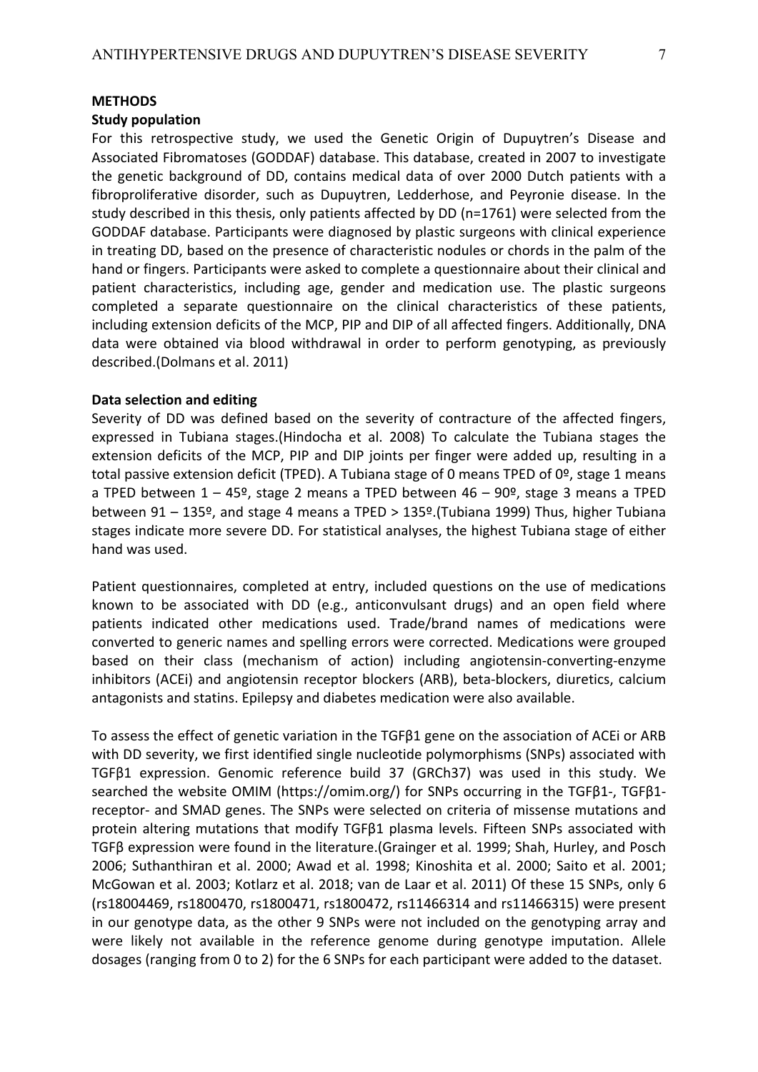## METHODS

### Study population

For this retrospective study, we used the Genetic Origin of Dupuytren's Disease and Associated Fibromatoses (GODDAF) database. This database, created in 2007 to investigate the genetic background of DD, contains medical data of over 2000 Dutch patients with a fibroproliferative disorder, such as Dupuytren, Ledderhose, and Peyronie disease. In the study described in this thesis, only patients affected by DD (n=1761) were selected from the GODDAF database. Participants were diagnosed by plastic surgeons with clinical experience in treating DD, based on the presence of characteristic nodules or chords in the palm of the hand or fingers. Participants were asked to complete a questionnaire about their clinical and patient characteristics, including age, gender and medication use. The plastic surgeons completed a separate questionnaire on the clinical characteristics of these patients, including extension deficits of the MCP, PIP and DIP of all affected fingers. Additionally, DNA data were obtained via blood withdrawal in order to perform genotyping, as previously described.(Dolmans et al. 2011)

### Data selection and editing

Severity of DD was defined based on the severity of contracture of the affected fingers, expressed in Tubiana stages.(Hindocha et al. 2008) To calculate the Tubiana stages the extension deficits of the MCP, PIP and DIP joints per finger were added up, resulting in a total passive extension deficit (TPED). A Tubiana stage of 0 means TPED of 0º, stage 1 means a TPED between 1 – 45º, stage 2 means a TPED between 46 – 90º, stage 3 means a TPED between 91 – 135º, and stage 4 means a TPED > 135º.(Tubiana 1999) Thus, higher Tubiana stages indicate more severe DD. For statistical analyses, the highest Tubiana stage of either hand was used.

Patient questionnaires, completed at entry, included questions on the use of medications known to be associated with DD (e.g., anticonvulsant drugs) and an open field where patients indicated other medications used. Trade/brand names of medications were converted to generic names and spelling errors were corrected. Medications were grouped based on their class (mechanism of action) including angiotensin-converting-enzyme inhibitors (ACEi) and angiotensin receptor blockers (ARB), beta-blockers, diuretics, calcium antagonists and statins. Epilepsy and diabetes medication were also available.

To assess the effect of genetic variation in the TGFβ1 gene on the association of ACEi or ARB with DD severity, we first identified single nucleotide polymorphisms (SNPs) associated with TGFβ1 expression. Genomic reference build 37 (GRCh37) was used in this study. We searched the website OMIM (https://omim.org/) for SNPs occurring in the TGFβ1-, TGFβ1-receptor- and SMAD genes. The SNPs were selected on criteria of missense mutations and protein altering mutations that modify TGFβ1 plasma levels. Fifteen SNPs associated with TGFβ expression were found in the literature.(Grainger et al. 1999; Shah, Hurley, and Posch 2006; Suthanthiran et al. 2000; Awad et al. 1998; Kinoshita et al. 2000; Saito et al. 2001; McGowan et al. 2003; Kotlarz et al. 2018; van de Laar et al. 2011) Of these 15 SNPs, only 6 (rs18004469, rs1800470, rs1800471, rs1800472, rs11466314 and rs11466315) were present in our genotype data, as the other 9 SNPs were not included on the genotyping array and were likely not available in the reference genome during genotype imputation. Allele dosages (ranging from 0 to 2) for the 6 SNPs for each participant were added to the dataset.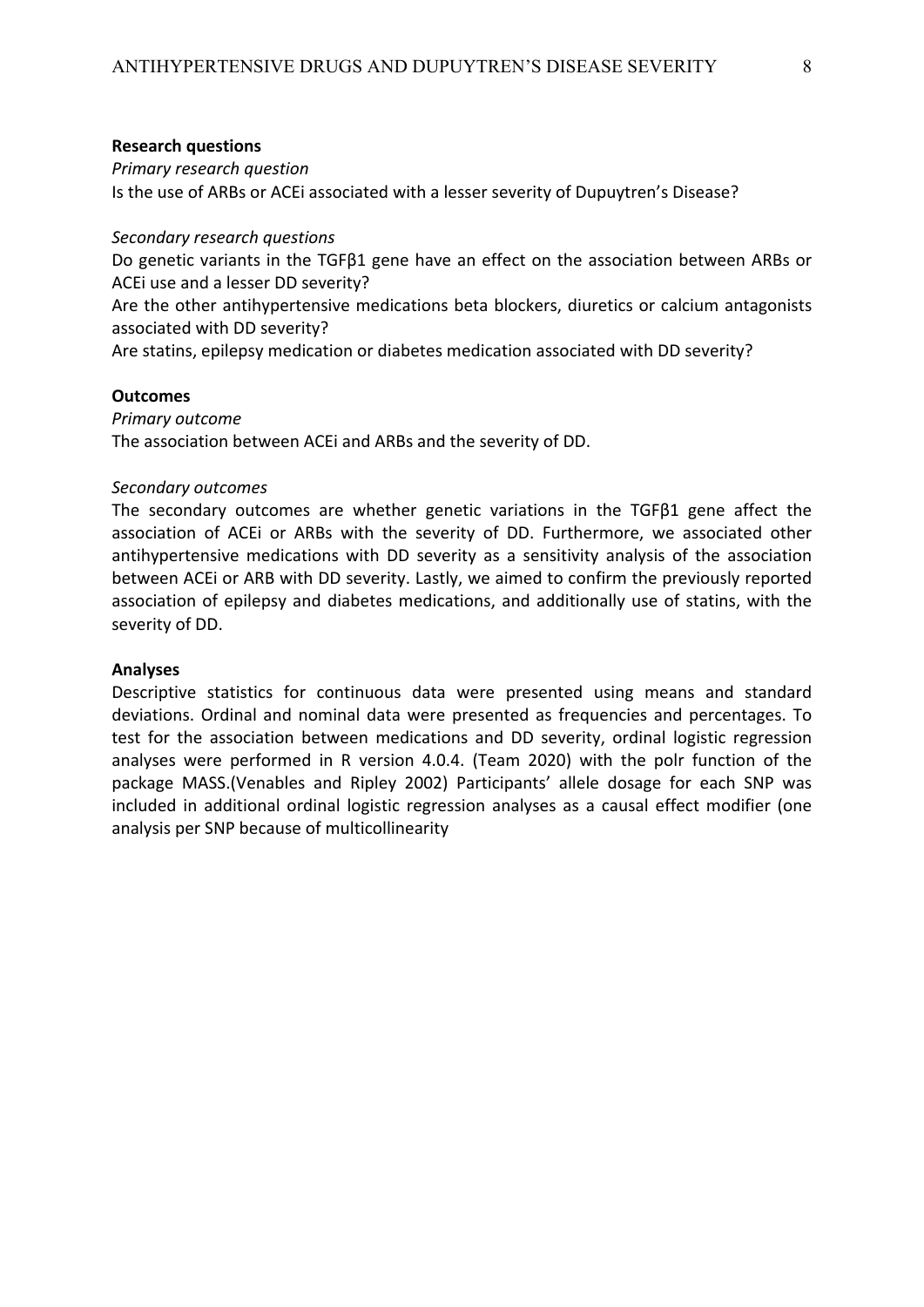**Research questions**

*Primary research question*

Is the use of ARBs or ACEi associated with a lesser severity of Dupuytren's Disease?

*Secondary research questions*

Do genetic variants in the TGFβ1 gene have an effect on the association between ARBs or ACEi use and a lesser DD severity?

Are the other antihypertensive medications beta blockers, diuretics or calcium antagonists associated with DD severity?

Are statins, epilepsy medication or diabetes medication associated with DD severity?

**Outcomes**

*Primary outcome*

The association between ACEi and ARBs and the severity of DD.

*Secondary outcomes*

The secondary outcomes are whether genetic variations in the TGFβ1 gene affect the association of ACEi or ARBs with the severity of DD. Furthermore, we associated other antihypertensive medications with DD severity as a sensitivity analysis of the association between ACEi or ARB with DD severity. Lastly, we aimed to confirm the previously reported association of epilepsy and diabetes medications, and additionally use of statins, with the severity of DD.

**Analyses**

Descriptive statistics for continuous data were presented using means and standard deviations. Ordinal and nominal data were presented as frequencies and percentages. To test for the association between medications and DD severity, ordinal logistic regression analyses were performed in R version 4.0.4. (Team 2020) with the polr function of the package MASS.(Venables and Ripley 2002) Participants' allele dosage for each SNP was included in additional ordinal logistic regression analyses as a causal effect modifier (one analysis per SNP because of multicollinearity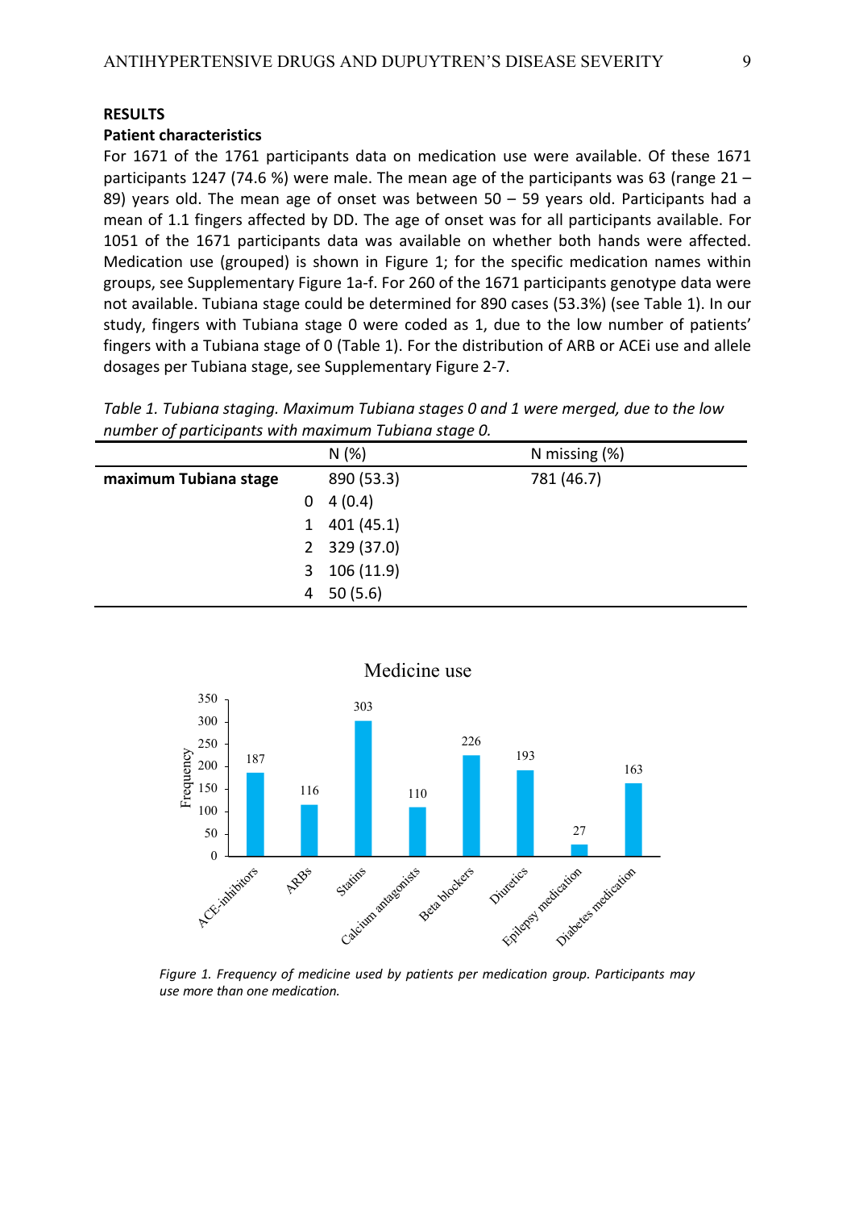## RESULTS

### Patient characteristics

For 1671 of the 1761 participants data on medication use were available. Of these 1671 participants 1247 (74.6 %) were male. The mean age of the participants was 63 (range 21 – 89) years old. The mean age of onset was between 50 – 59 years old. Participants had a mean of 1.1 fingers affected by DD. The age of onset was for all participants available. For 1051 of the 1671 participants data was available on whether both hands were affected. Medication use (grouped) is shown in Figure 1; for the specific medication names within groups, see Supplementary Figure 1a-f. For 260 of the 1671 participants genotype data were not available. Tubiana stage could be determined for 890 cases (53.3%) (see Table 1). In our study, fingers with Tubiana stage 0 were coded as 1, due to the low number of patients' fingers with a Tubiana stage of 0 (Table 1). For the distribution of ARB or ACEi use and allele dosages per Tubiana stage, see Supplementary Figure 2-7.

*Table 1. Tubiana staging. Maximum Tubiana stages 0 and 1 were merged, due to the low number of participants with maximum Tubiana stage 0.*

| | | N (%) | N missing (%) |
|---|---|---|---|
| **maximum Tubiana stage** | | 890 (53.3) | 781 (46.7) |
| | 0 | 4 (0.4) | |
| | 1 | 401 (45.1) | |
| | 2 | 329 (37.0) | |
| | 3 | 106 (11.9) | |
| | 4 | 50 (5.6) | |

*Figure 1. Frequency of medicine used by patients per medication group. Participants may use more than one medication.*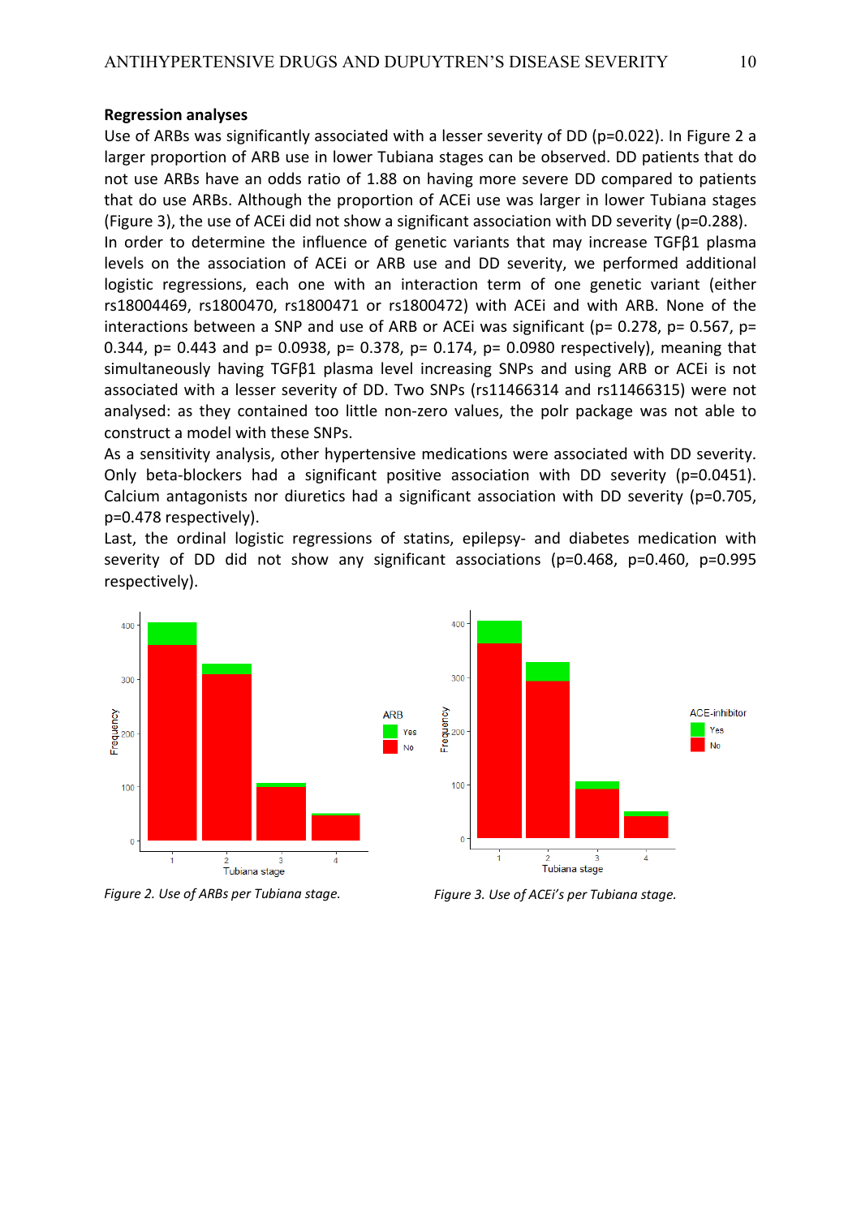**Regression analyses**

Use of ARBs was significantly associated with a lesser severity of DD (p=0.022). In Figure 2 a larger proportion of ARB use in lower Tubiana stages can be observed. DD patients that do not use ARBs have an odds ratio of 1.88 on having more severe DD compared to patients that do use ARBs. Although the proportion of ACEi use was larger in lower Tubiana stages (Figure 3), the use of ACEi did not show a significant association with DD severity (p=0.288).

In order to determine the influence of genetic variants that may increase TGFβ1 plasma levels on the association of ACEi or ARB use and DD severity, we performed additional logistic regressions, each one with an interaction term of one genetic variant (either rs18004469, rs1800470, rs1800471 or rs1800472) with ACEi and with ARB. None of the interactions between a SNP and use of ARB or ACEi was significant (p= 0.278, p= 0.567, p= 0.344, p= 0.443 and p= 0.0938, p= 0.378, p= 0.174, p= 0.0980 respectively), meaning that simultaneously having TGFβ1 plasma level increasing SNPs and using ARB or ACEi is not associated with a lesser severity of DD. Two SNPs (rs11466314 and rs11466315) were not analysed: as they contained too little non-zero values, the polr package was not able to construct a model with these SNPs.

As a sensitivity analysis, other hypertensive medications were associated with DD severity. Only beta-blockers had a significant positive association with DD severity (p=0.0451). Calcium antagonists nor diuretics had a significant association with DD severity (p=0.705, p=0.478 respectively).

Last, the ordinal logistic regressions of statins, epilepsy- and diabetes medication with severity of DD did not show any significant associations (p=0.468, p=0.460, p=0.995 respectively).

*Figure 2. Use of ARBs per Tubiana stage.*

*Figure 3. Use of ACEi's per Tubiana stage.*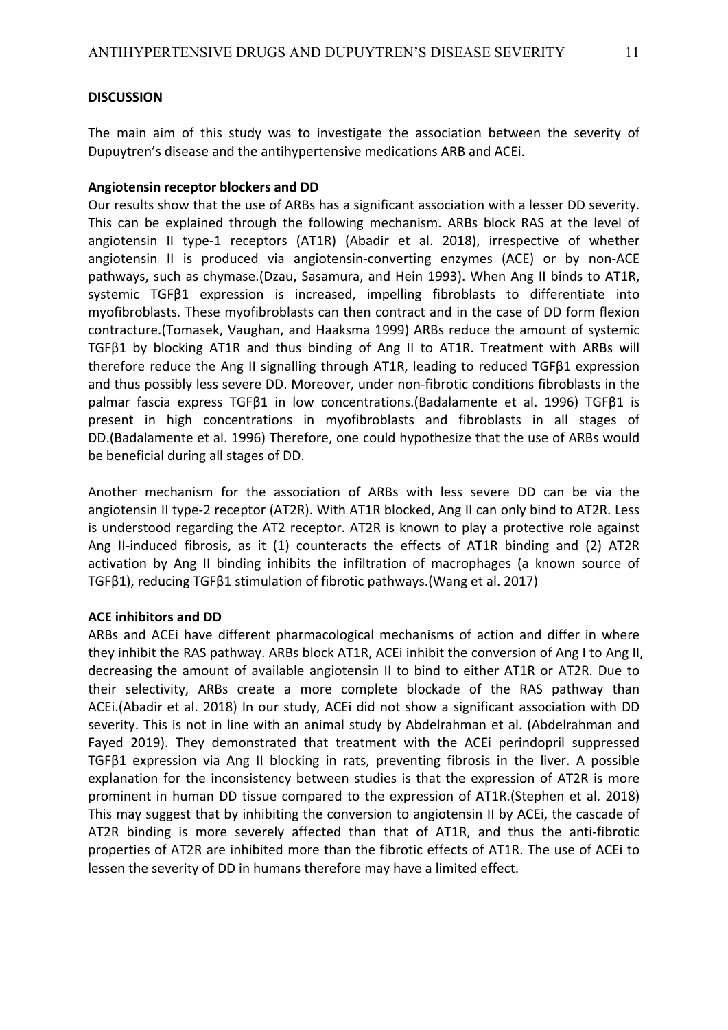**DISCUSSION**

The main aim of this study was to investigate the association between the severity of Dupuytren's disease and the antihypertensive medications ARB and ACEi.

**Angiotensin receptor blockers and DD**

Our results show that the use of ARBs has a significant association with a lesser DD severity. This can be explained through the following mechanism. ARBs block RAS at the level of angiotensin II type-1 receptors (AT1R) (Abadir et al. 2018), irrespective of whether angiotensin II is produced via angiotensin-converting enzymes (ACE) or by non-ACE pathways, such as chymase.(Dzau, Sasamura, and Hein 1993). When Ang II binds to AT1R, systemic TGFβ1 expression is increased, impelling fibroblasts to differentiate into myofibroblasts. These myofibroblasts can then contract and in the case of DD form flexion contracture.(Tomasek, Vaughan, and Haaksma 1999) ARBs reduce the amount of systemic TGFβ1 by blocking AT1R and thus binding of Ang II to AT1R. Treatment with ARBs will therefore reduce the Ang II signalling through AT1R, leading to reduced TGFβ1 expression and thus possibly less severe DD. Moreover, under non-fibrotic conditions fibroblasts in the palmar fascia express TGFβ1 in low concentrations.(Badalamente et al. 1996) TGFβ1 is present in high concentrations in myofibroblasts and fibroblasts in all stages of DD.(Badalamente et al. 1996) Therefore, one could hypothesize that the use of ARBs would be beneficial during all stages of DD.

Another mechanism for the association of ARBs with less severe DD can be via the angiotensin II type-2 receptor (AT2R). With AT1R blocked, Ang II can only bind to AT2R. Less is understood regarding the AT2 receptor. AT2R is known to play a protective role against Ang II-induced fibrosis, as it (1) counteracts the effects of AT1R binding and (2) AT2R activation by Ang II binding inhibits the infiltration of macrophages (a known source of TGFβ1), reducing TGFβ1 stimulation of fibrotic pathways.(Wang et al. 2017)

**ACE inhibitors and DD**

ARBs and ACEi have different pharmacological mechanisms of action and differ in where they inhibit the RAS pathway. ARBs block AT1R, ACEi inhibit the conversion of Ang I to Ang II, decreasing the amount of available angiotensin II to bind to either AT1R or AT2R. Due to their selectivity, ARBs create a more complete blockade of the RAS pathway than ACEi.(Abadir et al. 2018) In our study, ACEi did not show a significant association with DD severity. This is not in line with an animal study by Abdelrahman et al. (Abdelrahman and Fayed 2019). They demonstrated that treatment with the ACEi perindopril suppressed TGFβ1 expression via Ang II blocking in rats, preventing fibrosis in the liver. A possible explanation for the inconsistency between studies is that the expression of AT2R is more prominent in human DD tissue compared to the expression of AT1R.(Stephen et al. 2018) This may suggest that by inhibiting the conversion to angiotensin II by ACEi, the cascade of AT2R binding is more severely affected than that of AT1R, and thus the anti-fibrotic properties of AT2R are inhibited more than the fibrotic effects of AT1R. The use of ACEi to lessen the severity of DD in humans therefore may have a limited effect.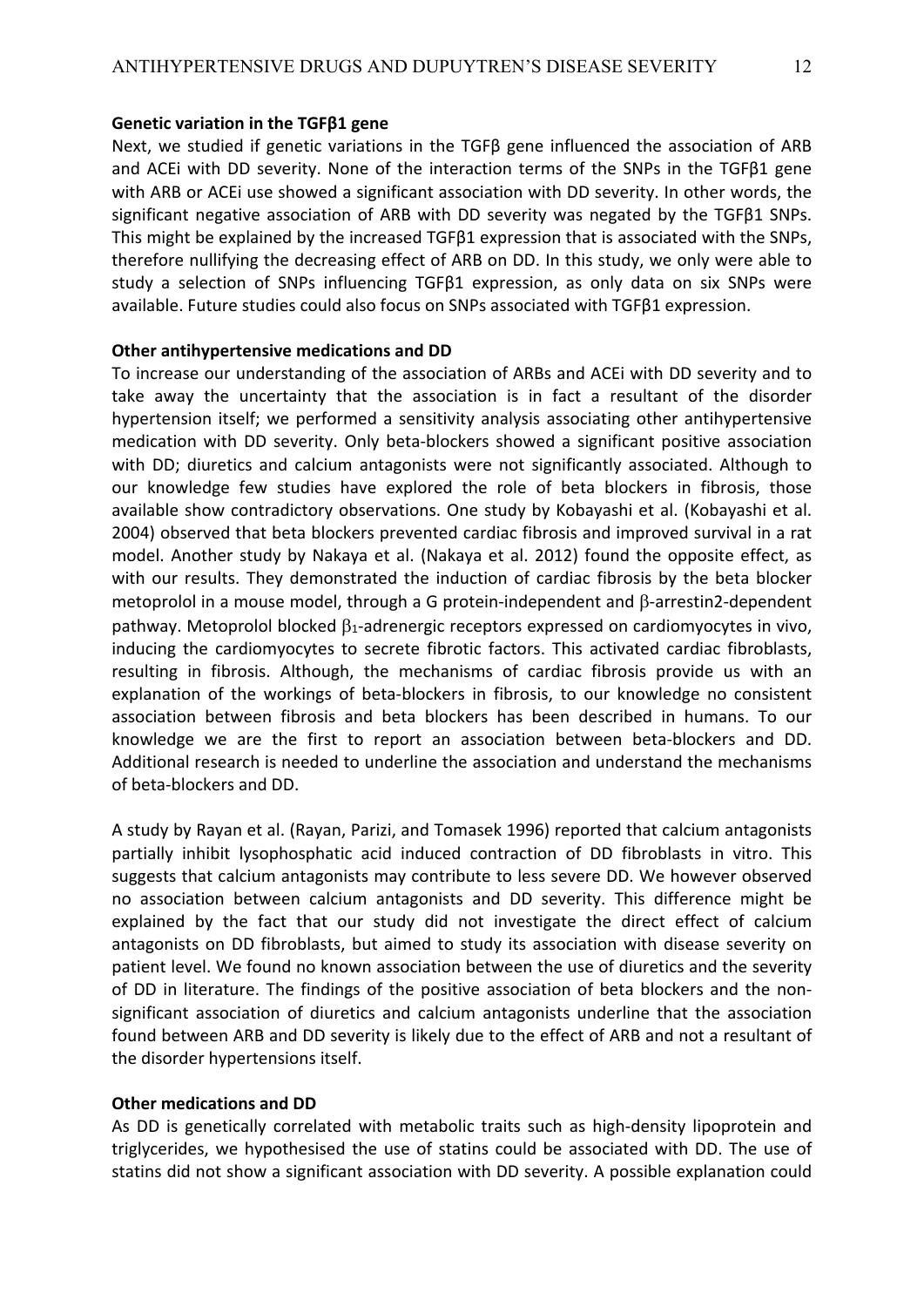**Genetic variation in the TGFβ1 gene**

Next, we studied if genetic variations in the TGFβ gene influenced the association of ARB and ACEi with DD severity. None of the interaction terms of the SNPs in the TGFβ1 gene with ARB or ACEi use showed a significant association with DD severity. In other words, the significant negative association of ARB with DD severity was negated by the TGFβ1 SNPs. This might be explained by the increased TGFβ1 expression that is associated with the SNPs, therefore nullifying the decreasing effect of ARB on DD. In this study, we only were able to study a selection of SNPs influencing TGFβ1 expression, as only data on six SNPs were available. Future studies could also focus on SNPs associated with TGFβ1 expression.

**Other antihypertensive medications and DD**

To increase our understanding of the association of ARBs and ACEi with DD severity and to take away the uncertainty that the association is in fact a resultant of the disorder hypertension itself; we performed a sensitivity analysis associating other antihypertensive medication with DD severity. Only beta-blockers showed a significant positive association with DD; diuretics and calcium antagonists were not significantly associated. Although to our knowledge few studies have explored the role of beta blockers in fibrosis, those available show contradictory observations. One study by Kobayashi et al. (Kobayashi et al. 2004) observed that beta blockers prevented cardiac fibrosis and improved survival in a rat model. Another study by Nakaya et al. (Nakaya et al. 2012) found the opposite effect, as with our results. They demonstrated the induction of cardiac fibrosis by the beta blocker metoprolol in a mouse model, through a G protein-independent and β-arrestin2-dependent pathway. Metoprolol blocked $\beta_1$-adrenergic receptors expressed on cardiomyocytes in vivo, inducing the cardiomyocytes to secrete fibrotic factors. This activated cardiac fibroblasts, resulting in fibrosis. Although, the mechanisms of cardiac fibrosis provide us with an explanation of the workings of beta-blockers in fibrosis, to our knowledge no consistent association between fibrosis and beta blockers has been described in humans. To our knowledge we are the first to report an association between beta-blockers and DD. Additional research is needed to underline the association and understand the mechanisms of beta-blockers and DD.

A study by Rayan et al. (Rayan, Parizi, and Tomasek 1996) reported that calcium antagonists partially inhibit lysophosphatic acid induced contraction of DD fibroblasts in vitro. This suggests that calcium antagonists may contribute to less severe DD. We however observed no association between calcium antagonists and DD severity. This difference might be explained by the fact that our study did not investigate the direct effect of calcium antagonists on DD fibroblasts, but aimed to study its association with disease severity on patient level. We found no known association between the use of diuretics and the severity of DD in literature. The findings of the positive association of beta blockers and the non-significant association of diuretics and calcium antagonists underline that the association found between ARB and DD severity is likely due to the effect of ARB and not a resultant of the disorder hypertensions itself.

**Other medications and DD**

As DD is genetically correlated with metabolic traits such as high-density lipoprotein and triglycerides, we hypothesised the use of statins could be associated with DD. The use of statins did not show a significant association with DD severity. A possible explanation could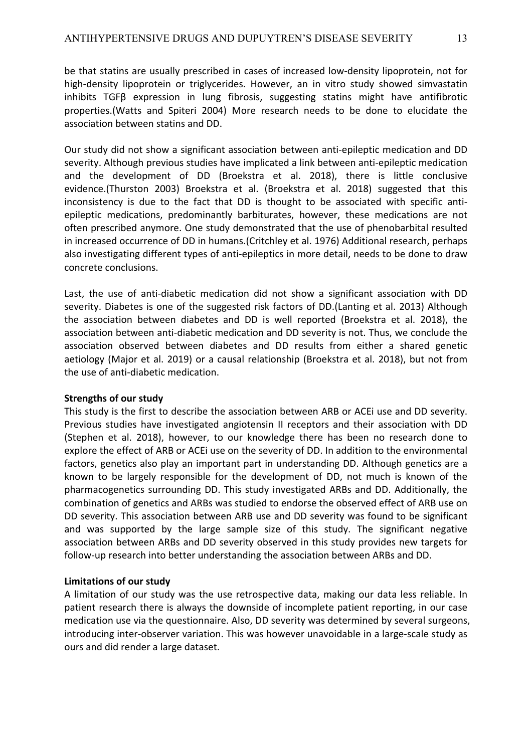be that statins are usually prescribed in cases of increased low-density lipoprotein, not for high-density lipoprotein or triglycerides. However, an in vitro study showed simvastatin inhibits TGFβ expression in lung fibrosis, suggesting statins might have antifibrotic properties.(Watts and Spiteri 2004) More research needs to be done to elucidate the association between statins and DD.

Our study did not show a significant association between anti-epileptic medication and DD severity. Although previous studies have implicated a link between anti-epileptic medication and the development of DD (Broekstra et al. 2018), there is little conclusive evidence.(Thurston 2003) Broekstra et al. (Broekstra et al. 2018) suggested that this inconsistency is due to the fact that DD is thought to be associated with specific anti-epileptic medications, predominantly barbiturates, however, these medications are not often prescribed anymore. One study demonstrated that the use of phenobarbital resulted in increased occurrence of DD in humans.(Critchley et al. 1976) Additional research, perhaps also investigating different types of anti-epileptics in more detail, needs to be done to draw concrete conclusions.

Last, the use of anti-diabetic medication did not show a significant association with DD severity. Diabetes is one of the suggested risk factors of DD.(Lanting et al. 2013) Although the association between diabetes and DD is well reported (Broekstra et al. 2018), the association between anti-diabetic medication and DD severity is not. Thus, we conclude the association observed between diabetes and DD results from either a shared genetic aetiology (Major et al. 2019) or a causal relationship (Broekstra et al. 2018), but not from the use of anti-diabetic medication.

**Strengths of our study**

This study is the first to describe the association between ARB or ACEi use and DD severity. Previous studies have investigated angiotensin II receptors and their association with DD (Stephen et al. 2018), however, to our knowledge there has been no research done to explore the effect of ARB or ACEi use on the severity of DD. In addition to the environmental factors, genetics also play an important part in understanding DD. Although genetics are a known to be largely responsible for the development of DD, not much is known of the pharmacogenetics surrounding DD. This study investigated ARBs and DD. Additionally, the combination of genetics and ARBs was studied to endorse the observed effect of ARB use on DD severity. This association between ARB use and DD severity was found to be significant and was supported by the large sample size of this study. The significant negative association between ARBs and DD severity observed in this study provides new targets for follow-up research into better understanding the association between ARBs and DD.

**Limitations of our study**

A limitation of our study was the use retrospective data, making our data less reliable. In patient research there is always the downside of incomplete patient reporting, in our case medication use via the questionnaire. Also, DD severity was determined by several surgeons, introducing inter-observer variation. This was however unavoidable in a large-scale study as ours and did render a large dataset.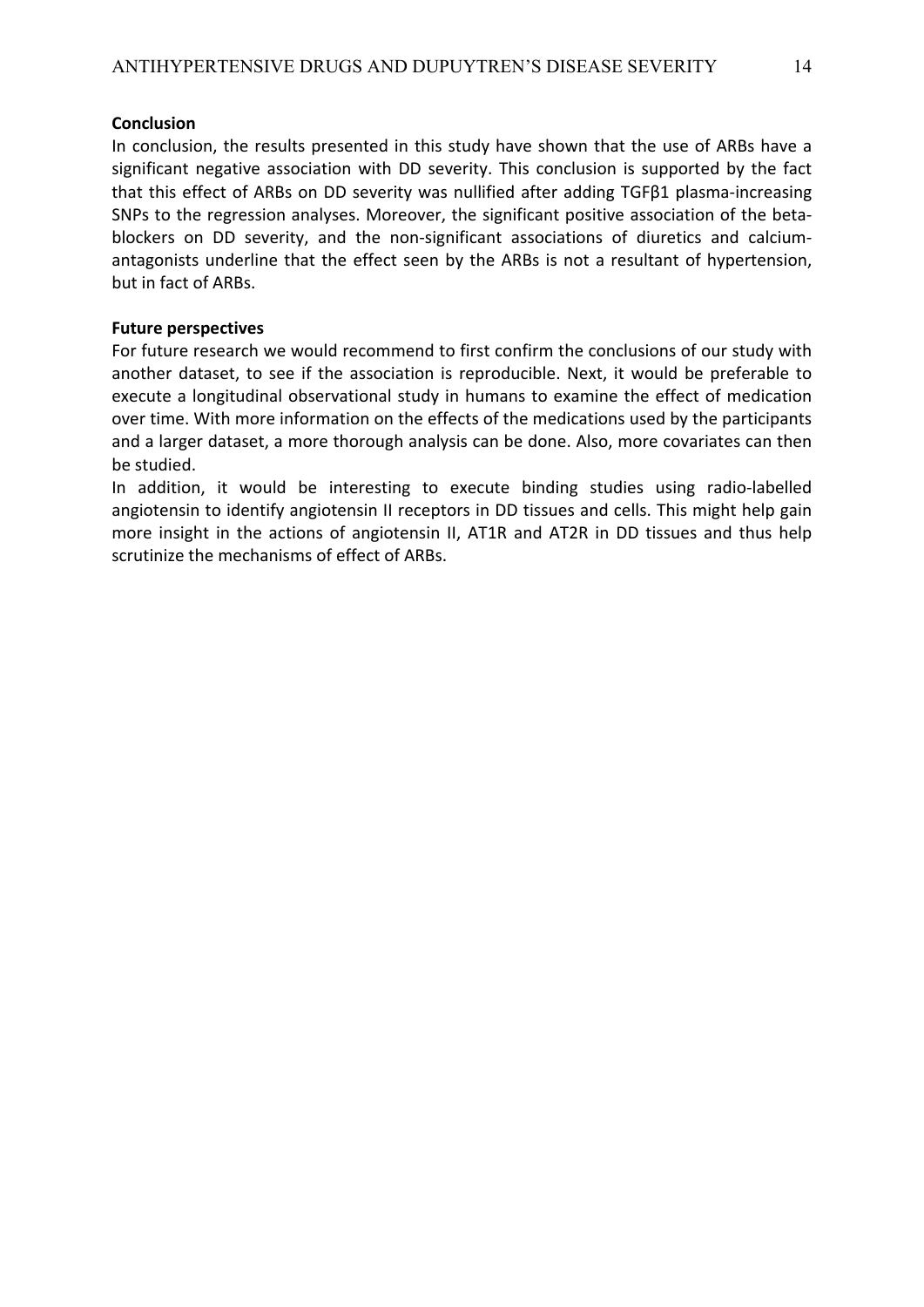**Conclusion**

In conclusion, the results presented in this study have shown that the use of ARBs have a significant negative association with DD severity. This conclusion is supported by the fact that this effect of ARBs on DD severity was nullified after adding TGFβ1 plasma-increasing SNPs to the regression analyses. Moreover, the significant positive association of the beta-blockers on DD severity, and the non-significant associations of diuretics and calcium-antagonists underline that the effect seen by the ARBs is not a resultant of hypertension, but in fact of ARBs.

**Future perspectives**

For future research we would recommend to first confirm the conclusions of our study with another dataset, to see if the association is reproducible. Next, it would be preferable to execute a longitudinal observational study in humans to examine the effect of medication over time. With more information on the effects of the medications used by the participants and a larger dataset, a more thorough analysis can be done. Also, more covariates can then be studied.

In addition, it would be interesting to execute binding studies using radio-labelled angiotensin to identify angiotensin II receptors in DD tissues and cells. This might help gain more insight in the actions of angiotensin II, AT1R and AT2R in DD tissues and thus help scrutinize the mechanisms of effect of ARBs.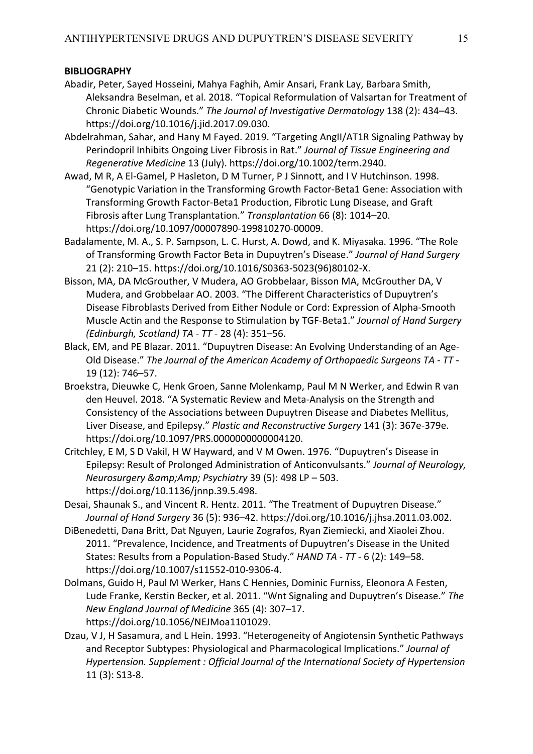**BIBLIOGRAPHY**

Abadir, Peter, Sayed Hosseini, Mahya Faghih, Amir Ansari, Frank Lay, Barbara Smith, Aleksandra Beselman, et al. 2018. “Topical Reformulation of Valsartan for Treatment of Chronic Diabetic Wounds.” *The Journal of Investigative Dermatology* 138 (2): 434–43. https://doi.org/10.1016/j.jid.2017.09.030.

Abdelrahman, Sahar, and Hany M Fayed. 2019. “Targeting AngII/AT1R Signaling Pathway by Perindopril Inhibits Ongoing Liver Fibrosis in Rat.” *Journal of Tissue Engineering and Regenerative Medicine* 13 (July). https://doi.org/10.1002/term.2940.

Awad, M R, A El-Gamel, P Hasleton, D M Turner, P J Sinnott, and I V Hutchinson. 1998. “Genotypic Variation in the Transforming Growth Factor-Beta1 Gene: Association with Transforming Growth Factor-Beta1 Production, Fibrotic Lung Disease, and Graft Fibrosis after Lung Transplantation.” *Transplantation* 66 (8): 1014–20. https://doi.org/10.1097/00007890-199810270-00009.

Badalamente, M. A., S. P. Sampson, L. C. Hurst, A. Dowd, and K. Miyasaka. 1996. “The Role of Transforming Growth Factor Beta in Dupuytren’s Disease.” *Journal of Hand Surgery* 21 (2): 210–15. https://doi.org/10.1016/S0363-5023(96)80102-X.

Bisson, MA, DA McGrouther, V Mudera, AO Grobbelaar, Bisson MA, McGrouther DA, V Mudera, and Grobbelaar AO. 2003. “The Different Characteristics of Dupuytren’s Disease Fibroblasts Derived from Either Nodule or Cord: Expression of Alpha-Smooth Muscle Actin and the Response to Stimulation by TGF-Beta1.” *Journal of Hand Surgery (Edinburgh, Scotland) TA - TT* - 28 (4): 351–56.

Black, EM, and PE Blazar. 2011. “Dupuytren Disease: An Evolving Understanding of an Age-Old Disease.” *The Journal of the American Academy of Orthopaedic Surgeons TA - TT* - 19 (12): 746–57.

Broekstra, Dieuwke C, Henk Groen, Sanne Molenkamp, Paul M N Werker, and Edwin R van den Heuvel. 2018. “A Systematic Review and Meta-Analysis on the Strength and Consistency of the Associations between Dupuytren Disease and Diabetes Mellitus, Liver Disease, and Epilepsy.” *Plastic and Reconstructive Surgery* 141 (3): 367e-379e. https://doi.org/10.1097/PRS.0000000000004120.

Critchley, E M, S D Vakil, H W Hayward, and V M Owen. 1976. “Dupuytren’s Disease in Epilepsy: Result of Prolonged Administration of Anticonvulsants.” *Journal of Neurology, Neurosurgery &amp;Amp; Psychiatry* 39 (5): 498 LP – 503. https://doi.org/10.1136/jnnp.39.5.498.

Desai, Shaunak S., and Vincent R. Hentz. 2011. “The Treatment of Dupuytren Disease.” *Journal of Hand Surgery* 36 (5): 936–42. https://doi.org/10.1016/j.jhsa.2011.03.002.

DiBenedetti, Dana Britt, Dat Nguyen, Laurie Zografos, Ryan Ziemiecki, and Xiaolei Zhou. 2011. “Prevalence, Incidence, and Treatments of Dupuytren’s Disease in the United States: Results from a Population-Based Study.” *HAND TA - TT* - 6 (2): 149–58. https://doi.org/10.1007/s11552-010-9306-4.

Dolmans, Guido H, Paul M Werker, Hans C Hennies, Dominic Furniss, Eleonora A Festen, Lude Franke, Kerstin Becker, et al. 2011. “Wnt Signaling and Dupuytren’s Disease.” *The New England Journal of Medicine* 365 (4): 307–17. https://doi.org/10.1056/NEJMoa1101029.

Dzau, V J, H Sasamura, and L Hein. 1993. “Heterogeneity of Angiotensin Synthetic Pathways and Receptor Subtypes: Physiological and Pharmacological Implications.” *Journal of Hypertension. Supplement : Official Journal of the International Society of Hypertension* 11 (3): S13-8.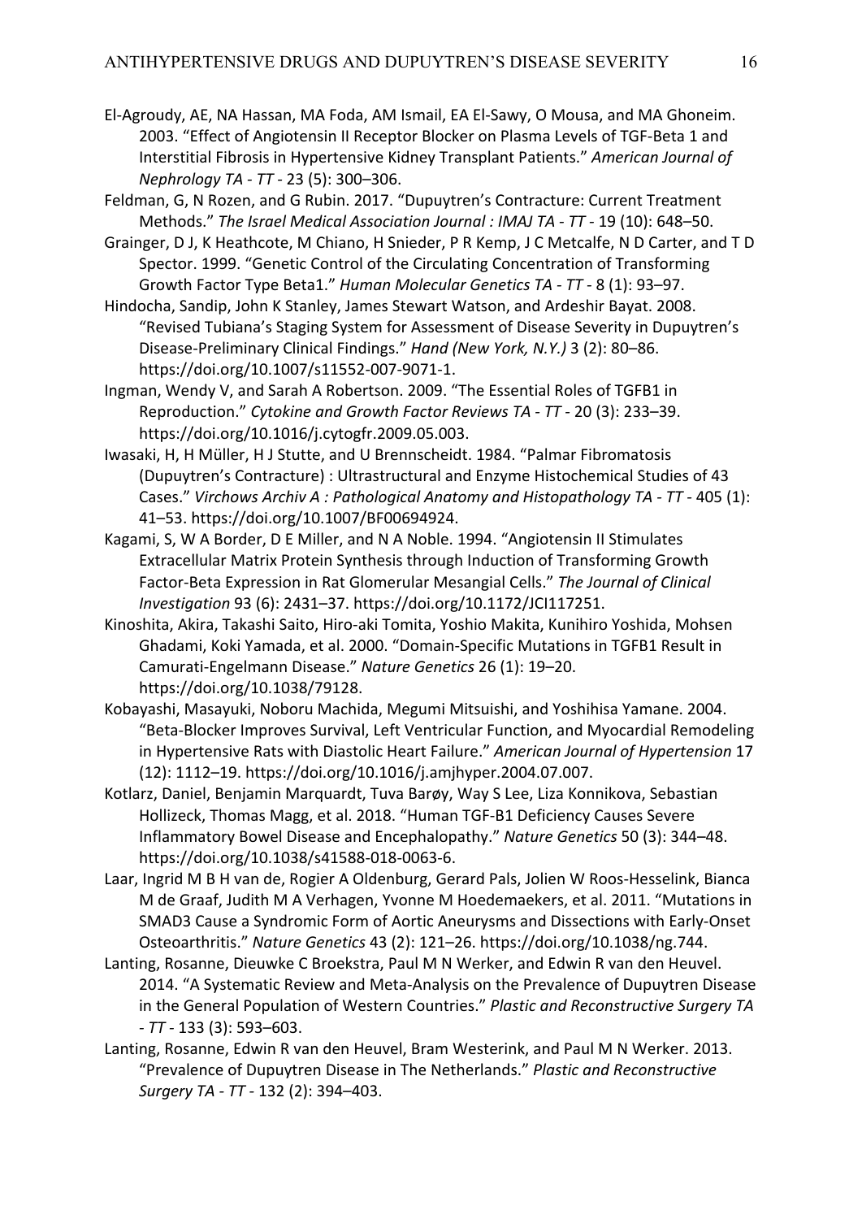El-Agroudy, AE, NA Hassan, MA Foda, AM Ismail, EA El-Sawy, O Mousa, and MA Ghoneim. 2003. "Effect of Angiotensin II Receptor Blocker on Plasma Levels of TGF-Beta 1 and Interstitial Fibrosis in Hypertensive Kidney Transplant Patients." *American Journal of Nephrology TA - TT* - 23 (5): 300–306.

Feldman, G, N Rozen, and G Rubin. 2017. "Dupuytren's Contracture: Current Treatment Methods." *The Israel Medical Association Journal : IMAJ TA - TT* - 19 (10): 648–50.

Grainger, D J, K Heathcote, M Chiano, H Snieder, P R Kemp, J C Metcalfe, N D Carter, and T D Spector. 1999. "Genetic Control of the Circulating Concentration of Transforming Growth Factor Type Beta1." *Human Molecular Genetics TA - TT* - 8 (1): 93–97.

Hindocha, Sandip, John K Stanley, James Stewart Watson, and Ardeshir Bayat. 2008. "Revised Tubiana's Staging System for Assessment of Disease Severity in Dupuytren's Disease-Preliminary Clinical Findings." *Hand (New York, N.Y.)* 3 (2): 80–86. https://doi.org/10.1007/s11552-007-9071-1.

Ingman, Wendy V, and Sarah A Robertson. 2009. "The Essential Roles of TGFB1 in Reproduction." *Cytokine and Growth Factor Reviews TA - TT* - 20 (3): 233–39. https://doi.org/10.1016/j.cytogfr.2009.05.003.

Iwasaki, H, H Müller, H J Stutte, and U Brennscheidt. 1984. "Palmar Fibromatosis (Dupuytren's Contracture) : Ultrastructural and Enzyme Histochemical Studies of 43 Cases." *Virchows Archiv A : Pathological Anatomy and Histopathology TA - TT* - 405 (1): 41–53. https://doi.org/10.1007/BF00694924.

Kagami, S, W A Border, D E Miller, and N A Noble. 1994. "Angiotensin II Stimulates Extracellular Matrix Protein Synthesis through Induction of Transforming Growth Factor-Beta Expression in Rat Glomerular Mesangial Cells." *The Journal of Clinical Investigation* 93 (6): 2431–37. https://doi.org/10.1172/JCI117251.

Kinoshita, Akira, Takashi Saito, Hiro-aki Tomita, Yoshio Makita, Kunihiro Yoshida, Mohsen Ghadami, Koki Yamada, et al. 2000. "Domain-Specific Mutations in TGFB1 Result in Camurati-Engelmann Disease." *Nature Genetics* 26 (1): 19–20. https://doi.org/10.1038/79128.

Kobayashi, Masayuki, Noboru Machida, Megumi Mitsuishi, and Yoshihisa Yamane. 2004. "Beta-Blocker Improves Survival, Left Ventricular Function, and Myocardial Remodeling in Hypertensive Rats with Diastolic Heart Failure." *American Journal of Hypertension* 17 (12): 1112–19. https://doi.org/10.1016/j.amjhyper.2004.07.007.

Kotlarz, Daniel, Benjamin Marquardt, Tuva Barøy, Way S Lee, Liza Konnikova, Sebastian Hollizeck, Thomas Magg, et al. 2018. "Human TGF-B1 Deficiency Causes Severe Inflammatory Bowel Disease and Encephalopathy." *Nature Genetics* 50 (3): 344–48. https://doi.org/10.1038/s41588-018-0063-6.

Laar, Ingrid M B H van de, Rogier A Oldenburg, Gerard Pals, Jolien W Roos-Hesselink, Bianca M de Graaf, Judith M A Verhagen, Yvonne M Hoedemaekers, et al. 2011. "Mutations in SMAD3 Cause a Syndromic Form of Aortic Aneurysms and Dissections with Early-Onset Osteoarthritis." *Nature Genetics* 43 (2): 121–26. https://doi.org/10.1038/ng.744.

Lanting, Rosanne, Dieuwke C Broekstra, Paul M N Werker, and Edwin R van den Heuvel. 2014. "A Systematic Review and Meta-Analysis on the Prevalence of Dupuytren Disease in the General Population of Western Countries." *Plastic and Reconstructive Surgery TA - TT* - 133 (3): 593–603.

Lanting, Rosanne, Edwin R van den Heuvel, Bram Westerink, and Paul M N Werker. 2013. "Prevalence of Dupuytren Disease in The Netherlands." *Plastic and Reconstructive Surgery TA - TT* - 132 (2): 394–403.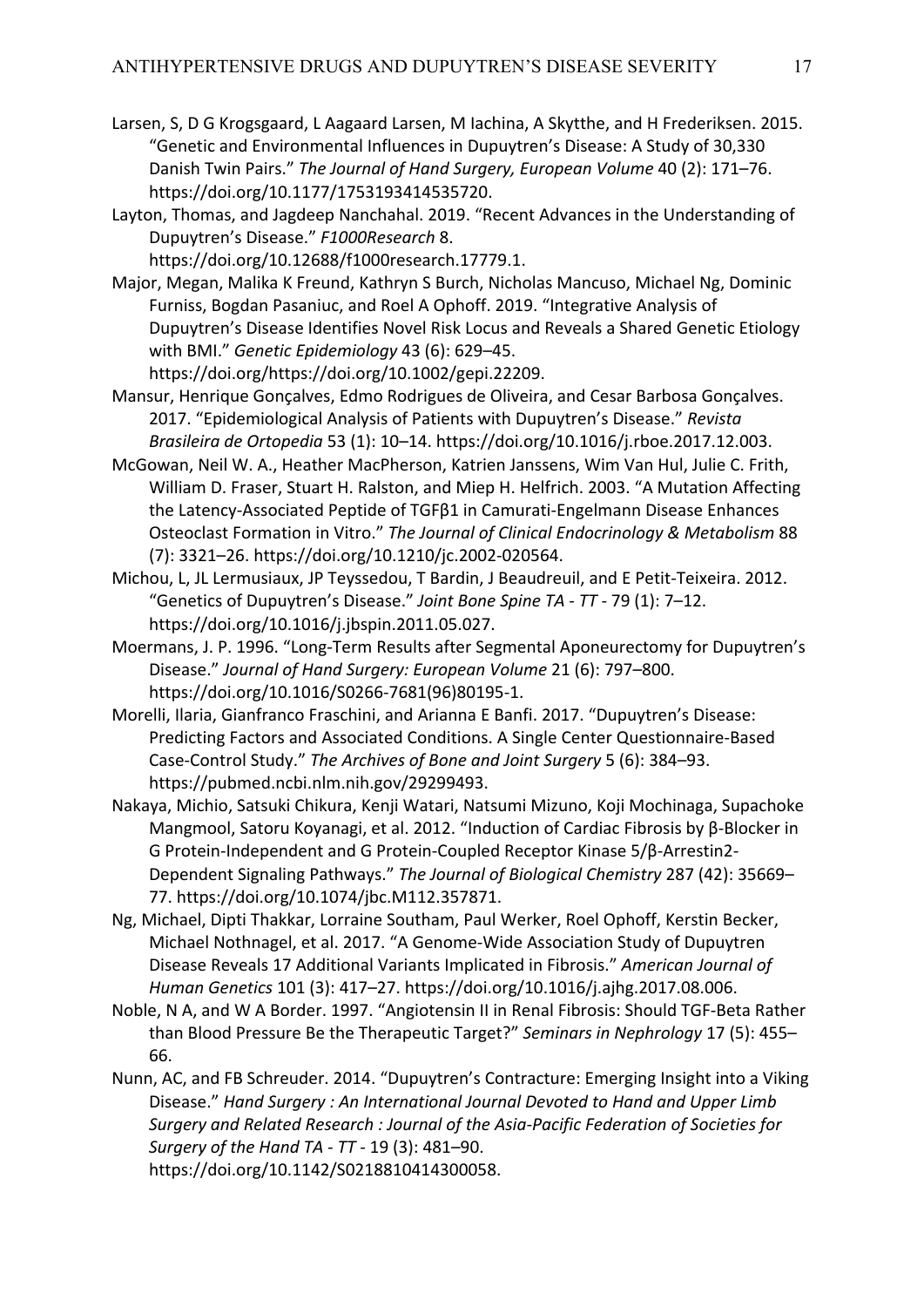Larsen, S, D G Krogsgaard, L Aagaard Larsen, M Iachina, A Skytthe, and H Frederiksen. 2015. "Genetic and Environmental Influences in Dupuytren's Disease: A Study of 30,330 Danish Twin Pairs." *The Journal of Hand Surgery, European Volume* 40 (2): 171–76. https://doi.org/10.1177/1753193414535720.

Layton, Thomas, and Jagdeep Nanchahal. 2019. "Recent Advances in the Understanding of Dupuytren's Disease." *F1000Research* 8. https://doi.org/10.12688/f1000research.17779.1.

Major, Megan, Malika K Freund, Kathryn S Burch, Nicholas Mancuso, Michael Ng, Dominic Furniss, Bogdan Pasaniuc, and Roel A Ophoff. 2019. "Integrative Analysis of Dupuytren's Disease Identifies Novel Risk Locus and Reveals a Shared Genetic Etiology with BMI." *Genetic Epidemiology* 43 (6): 629–45. https://doi.org/https://doi.org/10.1002/gepi.22209.

Mansur, Henrique Gonçalves, Edmo Rodrigues de Oliveira, and Cesar Barbosa Gonçalves. 2017. "Epidemiological Analysis of Patients with Dupuytren's Disease." *Revista Brasileira de Ortopedia* 53 (1): 10–14. https://doi.org/10.1016/j.rboe.2017.12.003.

McGowan, Neil W. A., Heather MacPherson, Katrien Janssens, Wim Van Hul, Julie C. Frith, William D. Fraser, Stuart H. Ralston, and Miep H. Helfrich. 2003. "A Mutation Affecting the Latency-Associated Peptide of TGFβ1 in Camurati-Engelmann Disease Enhances Osteoclast Formation in Vitro." *The Journal of Clinical Endocrinology & Metabolism* 88 (7): 3321–26. https://doi.org/10.1210/jc.2002-020564.

Michou, L, JL Lermusiaux, JP Teyssedou, T Bardin, J Beaudreuil, and E Petit-Teixeira. 2012. "Genetics of Dupuytren's Disease." *Joint Bone Spine TA - TT* - 79 (1): 7–12. https://doi.org/10.1016/j.jbspin.2011.05.027.

Moermans, J. P. 1996. "Long-Term Results after Segmental Aponeurectomy for Dupuytren's Disease." *Journal of Hand Surgery: European Volume* 21 (6): 797–800. https://doi.org/10.1016/S0266-7681(96)80195-1.

Morelli, Ilaria, Gianfranco Fraschini, and Arianna E Banfi. 2017. "Dupuytren's Disease: Predicting Factors and Associated Conditions. A Single Center Questionnaire-Based Case-Control Study." *The Archives of Bone and Joint Surgery* 5 (6): 384–93. https://pubmed.ncbi.nlm.nih.gov/29299493.

Nakaya, Michio, Satsuki Chikura, Kenji Watari, Natsumi Mizuno, Koji Mochinaga, Supachoke Mangmool, Satoru Koyanagi, et al. 2012. "Induction of Cardiac Fibrosis by β-Blocker in G Protein-Independent and G Protein-Coupled Receptor Kinase 5/β-Arrestin2-Dependent Signaling Pathways." *The Journal of Biological Chemistry* 287 (42): 35669–77. https://doi.org/10.1074/jbc.M112.357871.

Ng, Michael, Dipti Thakkar, Lorraine Southam, Paul Werker, Roel Ophoff, Kerstin Becker, Michael Nothnagel, et al. 2017. "A Genome-Wide Association Study of Dupuytren Disease Reveals 17 Additional Variants Implicated in Fibrosis." *American Journal of Human Genetics* 101 (3): 417–27. https://doi.org/10.1016/j.ajhg.2017.08.006.

Noble, N A, and W A Border. 1997. "Angiotensin II in Renal Fibrosis: Should TGF-Beta Rather than Blood Pressure Be the Therapeutic Target?" *Seminars in Nephrology* 17 (5): 455–66.

Nunn, AC, and FB Schreuder. 2014. "Dupuytren's Contracture: Emerging Insight into a Viking Disease." *Hand Surgery : An International Journal Devoted to Hand and Upper Limb Surgery and Related Research : Journal of the Asia-Pacific Federation of Societies for Surgery of the Hand TA - TT* - 19 (3): 481–90. https://doi.org/10.1142/S0218810414300058.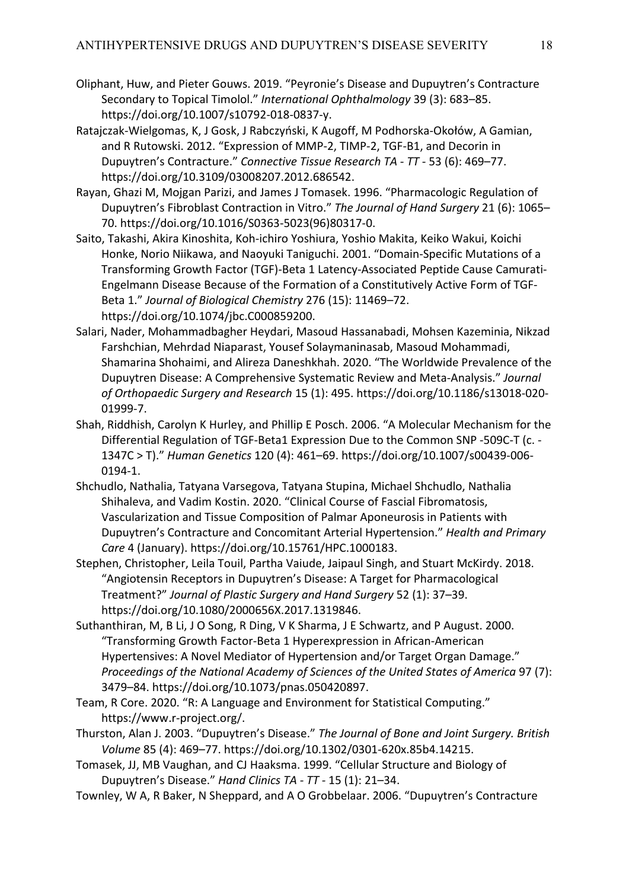Oliphant, Huw, and Pieter Gouws. 2019. "Peyronie's Disease and Dupuytren's Contracture Secondary to Topical Timolol." *International Ophthalmology* 39 (3): 683–85. https://doi.org/10.1007/s10792-018-0837-y.

Ratajczak-Wielgomas, K, J Gosk, J Rabczyński, K Augoff, M Podhorska-Okołów, A Gamian, and R Rutowski. 2012. "Expression of MMP-2, TIMP-2, TGF-B1, and Decorin in Dupuytren's Contracture." *Connective Tissue Research TA - TT* - 53 (6): 469–77. https://doi.org/10.3109/03008207.2012.686542.

Rayan, Ghazi M, Mojgan Parizi, and James J Tomasek. 1996. "Pharmacologic Regulation of Dupuytren's Fibroblast Contraction in Vitro." *The Journal of Hand Surgery* 21 (6): 1065–70. https://doi.org/10.1016/S0363-5023(96)80317-0.

Saito, Takashi, Akira Kinoshita, Koh-ichiro Yoshiura, Yoshio Makita, Keiko Wakui, Koichi Honke, Norio Niikawa, and Naoyuki Taniguchi. 2001. "Domain-Specific Mutations of a Transforming Growth Factor (TGF)-Beta 1 Latency-Associated Peptide Cause Camurati-Engelmann Disease Because of the Formation of a Constitutively Active Form of TGF-Beta 1." *Journal of Biological Chemistry* 276 (15): 11469–72. https://doi.org/10.1074/jbc.C000859200.

Salari, Nader, Mohammadbagher Heydari, Masoud Hassanabadi, Mohsen Kazeminia, Nikzad Farshchian, Mehrdad Niaparast, Yousef Solaymaninasab, Masoud Mohammadi, Shamarina Shohaimi, and Alireza Daneshkhah. 2020. "The Worldwide Prevalence of the Dupuytren Disease: A Comprehensive Systematic Review and Meta-Analysis." *Journal of Orthopaedic Surgery and Research* 15 (1): 495. https://doi.org/10.1186/s13018-020-01999-7.

Shah, Riddhish, Carolyn K Hurley, and Phillip E Posch. 2006. "A Molecular Mechanism for the Differential Regulation of TGF-Beta1 Expression Due to the Common SNP -509C-T (c. -1347C > T)." *Human Genetics* 120 (4): 461–69. https://doi.org/10.1007/s00439-006-0194-1.

Shchudlo, Nathalia, Tatyana Varsegova, Tatyana Stupina, Michael Shchudlo, Nathalia Shihaleva, and Vadim Kostin. 2020. "Clinical Course of Fascial Fibromatosis, Vascularization and Tissue Composition of Palmar Aponeurosis in Patients with Dupuytren's Contracture and Concomitant Arterial Hypertension." *Health and Primary Care* 4 (January). https://doi.org/10.15761/HPC.1000183.

Stephen, Christopher, Leila Touil, Partha Vaiude, Jaipaul Singh, and Stuart McKirdy. 2018. "Angiotensin Receptors in Dupuytren's Disease: A Target for Pharmacological Treatment?" *Journal of Plastic Surgery and Hand Surgery* 52 (1): 37–39. https://doi.org/10.1080/2000656X.2017.1319846.

Suthanthiran, M, B Li, J O Song, R Ding, V K Sharma, J E Schwartz, and P August. 2000. "Transforming Growth Factor-Beta 1 Hyperexpression in African-American Hypertensives: A Novel Mediator of Hypertension and/or Target Organ Damage." *Proceedings of the National Academy of Sciences of the United States of America* 97 (7): 3479–84. https://doi.org/10.1073/pnas.050420897.

Team, R Core. 2020. "R: A Language and Environment for Statistical Computing." https://www.r-project.org/.

Thurston, Alan J. 2003. "Dupuytren's Disease." *The Journal of Bone and Joint Surgery. British Volume* 85 (4): 469–77. https://doi.org/10.1302/0301-620x.85b4.14215.

Tomasek, JJ, MB Vaughan, and CJ Haaksma. 1999. "Cellular Structure and Biology of Dupuytren's Disease." *Hand Clinics TA - TT* - 15 (1): 21–34.

Townley, W A, R Baker, N Sheppard, and A O Grobbelaar. 2006. "Dupuytren's Contracture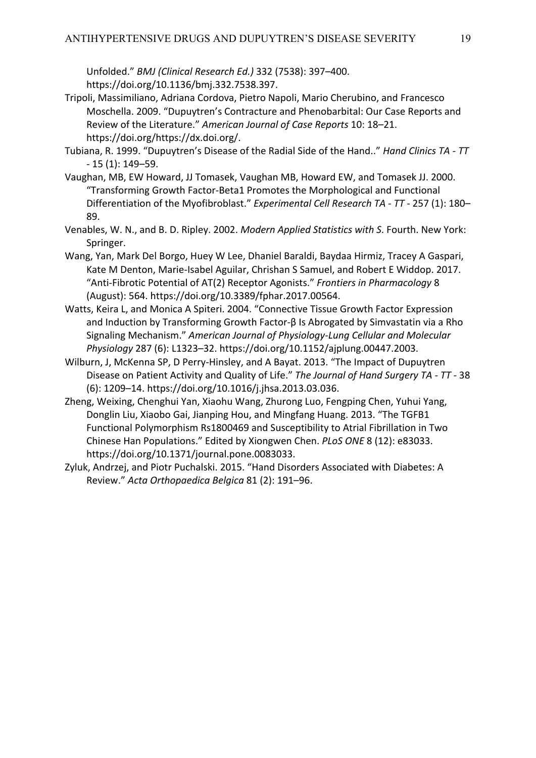Unfolded." *BMJ (Clinical Research Ed.)* 332 (7538): 397–400. https://doi.org/10.1136/bmj.332.7538.397.

Tripoli, Massimiliano, Adriana Cordova, Pietro Napoli, Mario Cherubino, and Francesco Moschella. 2009. "Dupuytren's Contracture and Phenobarbital: Our Case Reports and Review of the Literature." *American Journal of Case Reports* 10: 18–21. https://doi.org/https://dx.doi.org/.

Tubiana, R. 1999. "Dupuytren's Disease of the Radial Side of the Hand.." *Hand Clinics TA - TT* - 15 (1): 149–59.

Vaughan, MB, EW Howard, JJ Tomasek, Vaughan MB, Howard EW, and Tomasek JJ. 2000. "Transforming Growth Factor-Beta1 Promotes the Morphological and Functional Differentiation of the Myofibroblast." *Experimental Cell Research TA - TT* - 257 (1): 180–89.

Venables, W. N., and B. D. Ripley. 2002. *Modern Applied Statistics with S*. Fourth. New York: Springer.

Wang, Yan, Mark Del Borgo, Huey W Lee, Dhaniel Baraldi, Baydaa Hirmiz, Tracey A Gaspari, Kate M Denton, Marie-Isabel Aguilar, Chrishan S Samuel, and Robert E Widdop. 2017. "Anti-Fibrotic Potential of AT(2) Receptor Agonists." *Frontiers in Pharmacology* 8 (August): 564. https://doi.org/10.3389/fphar.2017.00564.

Watts, Keira L, and Monica A Spiteri. 2004. "Connective Tissue Growth Factor Expression and Induction by Transforming Growth Factor-β Is Abrogated by Simvastatin via a Rho Signaling Mechanism." *American Journal of Physiology-Lung Cellular and Molecular Physiology* 287 (6): L1323–32. https://doi.org/10.1152/ajplung.00447.2003.

Wilburn, J, McKenna SP, D Perry-Hinsley, and A Bayat. 2013. "The Impact of Dupuytren Disease on Patient Activity and Quality of Life." *The Journal of Hand Surgery TA - TT* - 38 (6): 1209–14. https://doi.org/10.1016/j.jhsa.2013.03.036.

Zheng, Weixing, Chenghui Yan, Xiaohu Wang, Zhurong Luo, Fengping Chen, Yuhui Yang, Donglin Liu, Xiaobo Gai, Jianping Hou, and Mingfang Huang. 2013. "The TGFB1 Functional Polymorphism Rs1800469 and Susceptibility to Atrial Fibrillation in Two Chinese Han Populations." Edited by Xiongwen Chen. *PLoS ONE* 8 (12): e83033. https://doi.org/10.1371/journal.pone.0083033.

Zyluk, Andrzej, and Piotr Puchalski. 2015. "Hand Disorders Associated with Diabetes: A Review." *Acta Orthopaedica Belgica* 81 (2): 191–96.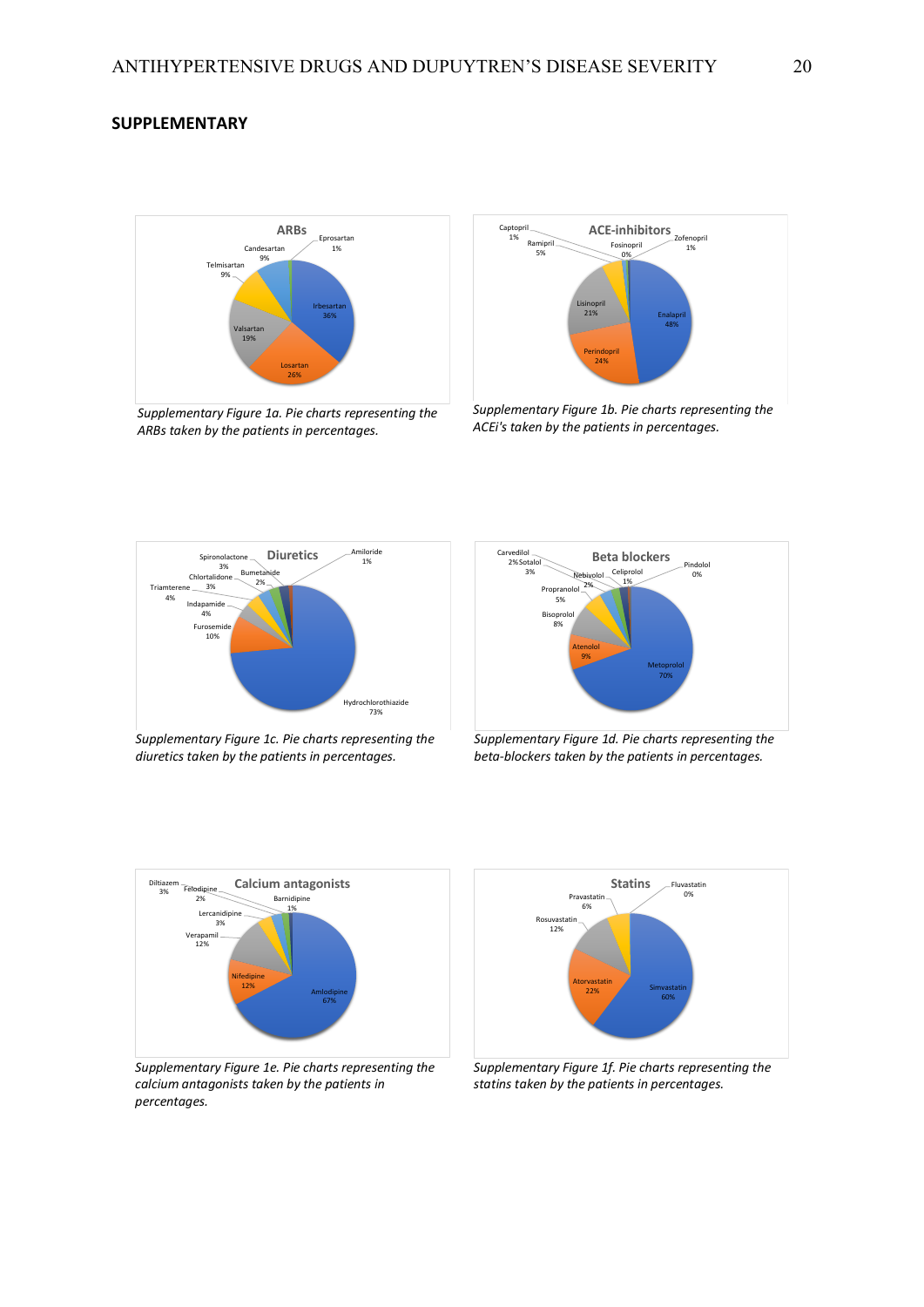## SUPPLEMENTARY

Supplementary Figure 1a. *Pie charts representing the ARBs taken by the patients in percentages.*

Supplementary Figure 1b. *Pie charts representing the ACEi's taken by the patients in percentages.*

Supplementary Figure 1c. *Pie charts representing the diuretics taken by the patients in percentages.*

Supplementary Figure 1d. *Pie charts representing the beta-blockers taken by the patients in percentages.*

Supplementary Figure 1e. *Pie charts representing the calcium antagonists taken by the patients in percentages.*

Supplementary Figure 1f. *Pie charts representing the statins taken by the patients in percentages.*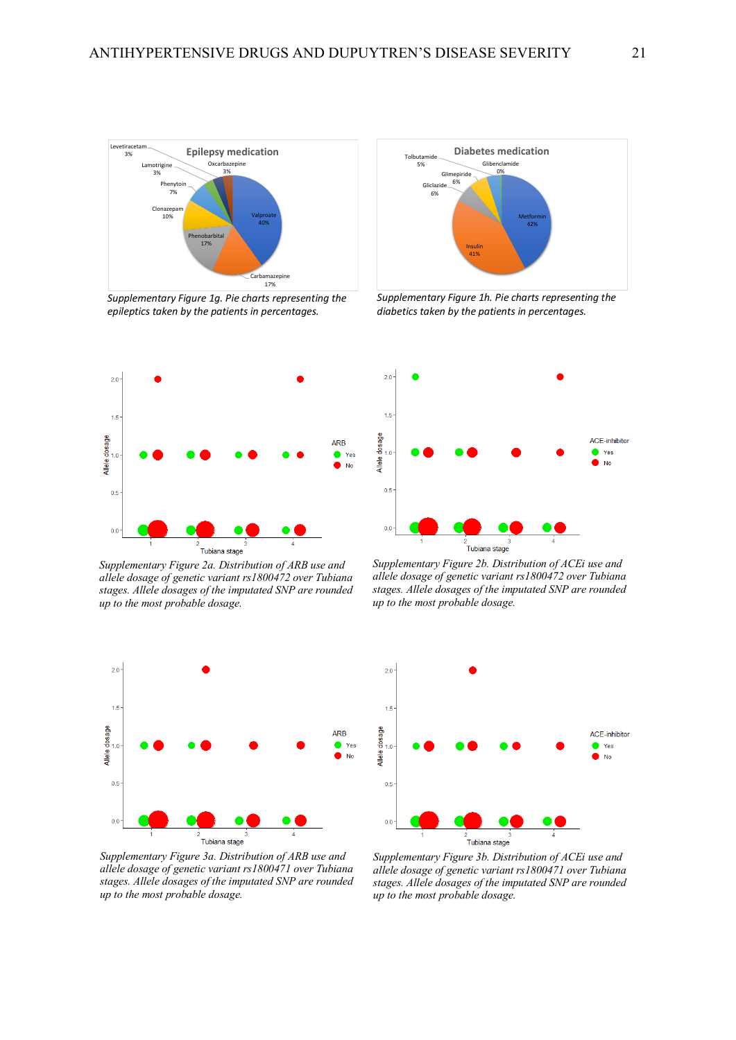Supplementary Figure 1g. Pie charts representing the epileptics taken by the patients in percentages.

Supplementary Figure 1h. Pie charts representing the diabetics taken by the patients in percentages.

Supplementary Figure 2a. Distribution of ARB use and allele dosage of genetic variant rs1800472 over Tubiana stages. Allele dosages of the imputated SNP are rounded up to the most probable dosage.

Supplementary Figure 2b. Distribution of ACEi use and allele dosage of genetic variant rs1800472 over Tubiana stages. Allele dosages of the imputated SNP are rounded up to the most probable dosage.

Supplementary Figure 3a. Distribution of ARB use and allele dosage of genetic variant rs1800471 over Tubiana stages. Allele dosages of the imputated SNP are rounded up to the most probable dosage.

Supplementary Figure 3b. Distribution of ACEi use and allele dosage of genetic variant rs1800471 over Tubiana stages. Allele dosages of the imputated SNP are rounded up to the most probable dosage.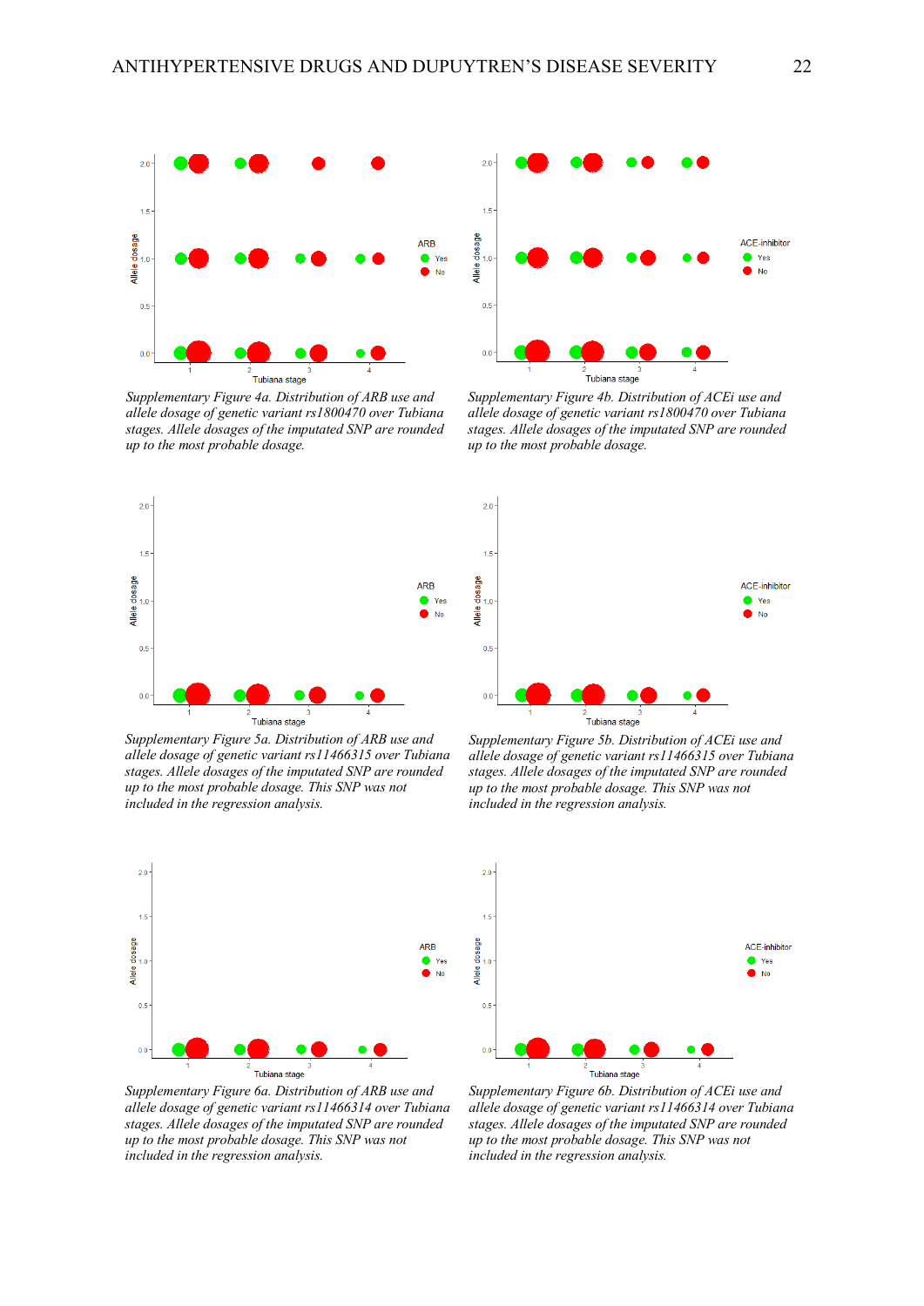*Supplementary Figure 4a. Distribution of ARB use and allele dosage of genetic variant rs1800470 over Tubiana stages. Allele dosages of the imputated SNP are rounded up to the most probable dosage.*

*Supplementary Figure 4b. Distribution of ACEi use and allele dosage of genetic variant rs1800470 over Tubiana stages. Allele dosages of the imputated SNP are rounded up to the most probable dosage.*

*Supplementary Figure 5a. Distribution of ARB use and allele dosage of genetic variant rs11466315 over Tubiana stages. Allele dosages of the imputated SNP are rounded up to the most probable dosage. This SNP was not included in the regression analysis.*

*Supplementary Figure 5b. Distribution of ACEi use and allele dosage of genetic variant rs11466315 over Tubiana stages. Allele dosages of the imputated SNP are rounded up to the most probable dosage. This SNP was not included in the regression analysis.*

*Supplementary Figure 6a. Distribution of ARB use and allele dosage of genetic variant rs11466314 over Tubiana stages. Allele dosages of the imputated SNP are rounded up to the most probable dosage. This SNP was not included in the regression analysis.*

*Supplementary Figure 6b. Distribution of ACEi use and allele dosage of genetic variant rs11466314 over Tubiana stages. Allele dosages of the imputated SNP are rounded up to the most probable dosage. This SNP was not included in the regression analysis.*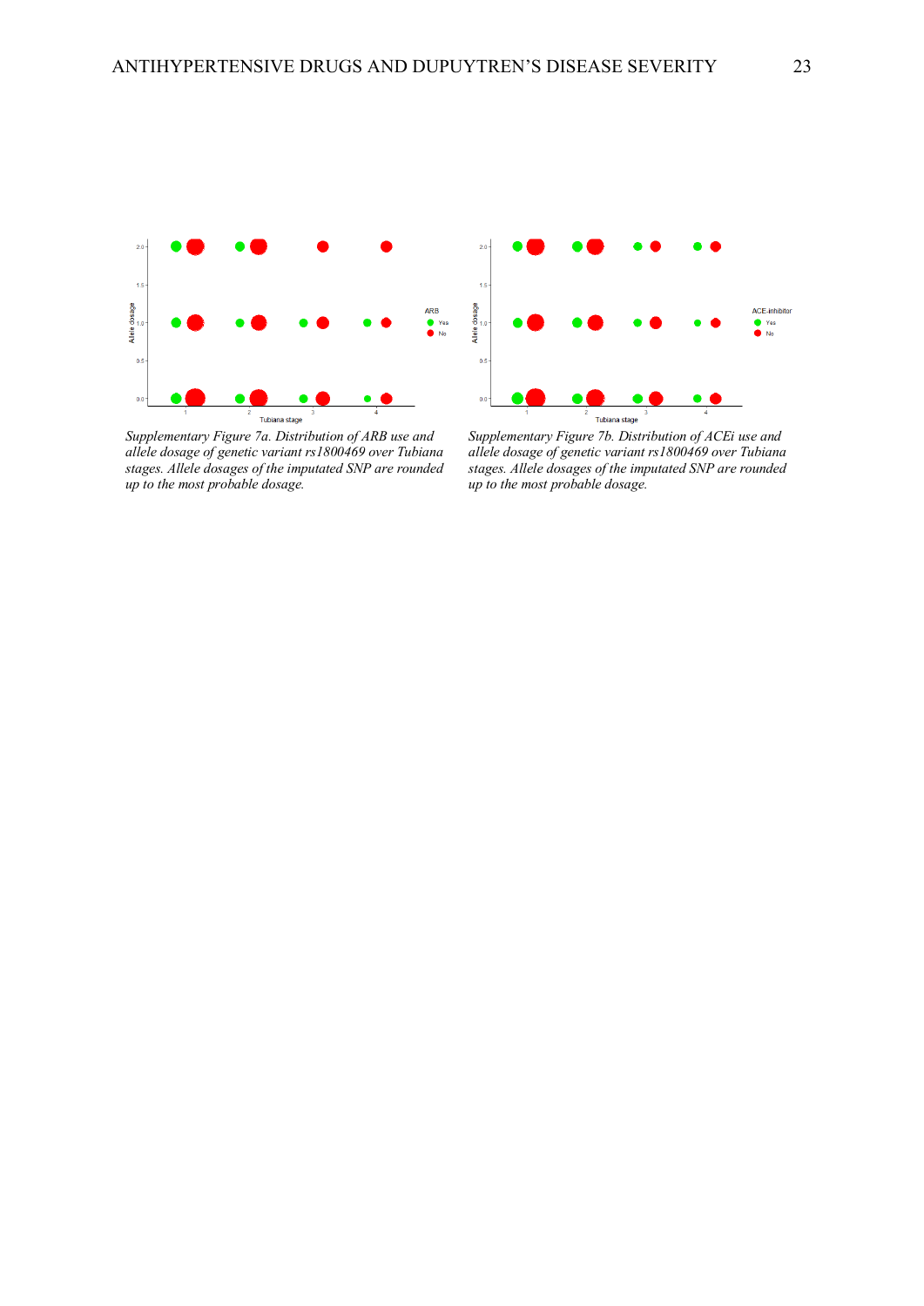2.0
1.5
Allele dosage
1.0
0.5
0.0
1
2
3
4
Tubiana stage
ARB
Yes
No

2.0
1.5
Allele dosage
1.0
0.5
0.0
1
2
3
4
Tubiana stage
ACE-inhibitor
Yes
No

*Supplementary Figure 7a. Distribution of ARB use and allele dosage of genetic variant rs1800469 over Tubiana stages. Allele dosages of the imputated SNP are rounded up to the most probable dosage.*

*Supplementary Figure 7b. Distribution of ACEi use and allele dosage of genetic variant rs1800469 over Tubiana stages. Allele dosages of the imputated SNP are rounded up to the most probable dosage.*